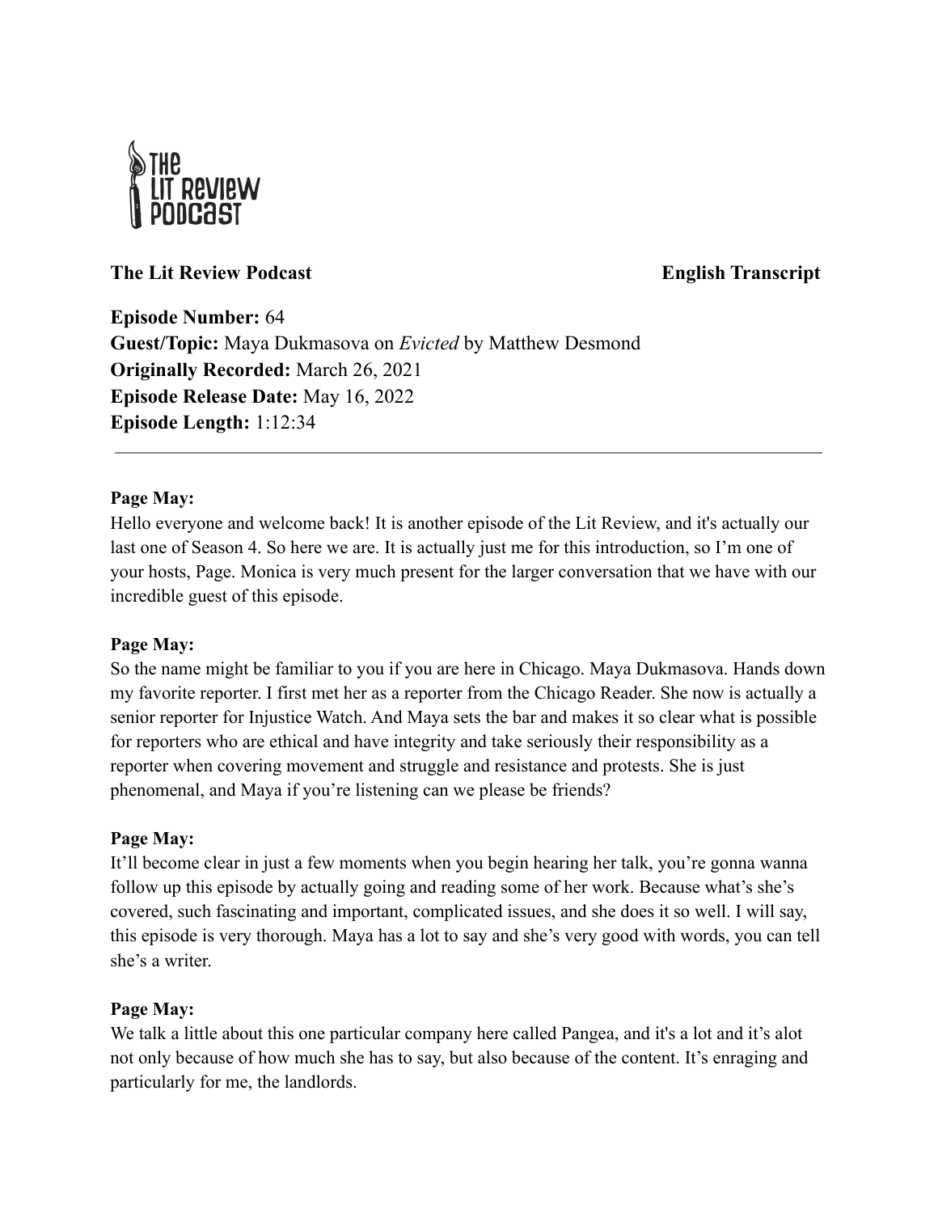**The Lit Review Podcast** **English Transcript**

**Episode Number:** 64
**Guest/Topic:** Maya Dukmasova on *Evicted* by Matthew Desmond
**Originally Recorded:** March 26, 2021
**Episode Release Date:** May 16, 2022
**Episode Length:** 1:12:34

---

**Page May:**
Hello everyone and welcome back! It is another episode of the Lit Review, and it's actually our last one of Season 4. So here we are. It is actually just me for this introduction, so I'm one of your hosts, Page. Monica is very much present for the larger conversation that we have with our incredible guest of this episode.

**Page May:**
So the name might be familiar to you if you are here in Chicago. Maya Dukmasova. Hands down my favorite reporter. I first met her as a reporter from the Chicago Reader. She now is actually a senior reporter for Injustice Watch. And Maya sets the bar and makes it so clear what is possible for reporters who are ethical and have integrity and take seriously their responsibility as a reporter when covering movement and struggle and resistance and protests. She is just phenomenal, and Maya if you're listening can we please be friends?

**Page May:**
It'll become clear in just a few moments when you begin hearing her talk, you're gonna wanna follow up this episode by actually going and reading some of her work. Because what's she's covered, such fascinating and important, complicated issues, and she does it so well. I will say, this episode is very thorough. Maya has a lot to say and she's very good with words, you can tell she's a writer.

**Page May:**
We talk a little about this one particular company here called Pangea, and it's a lot and it's alot not only because of how much she has to say, but also because of the content. It's enraging and particularly for me, the landlords.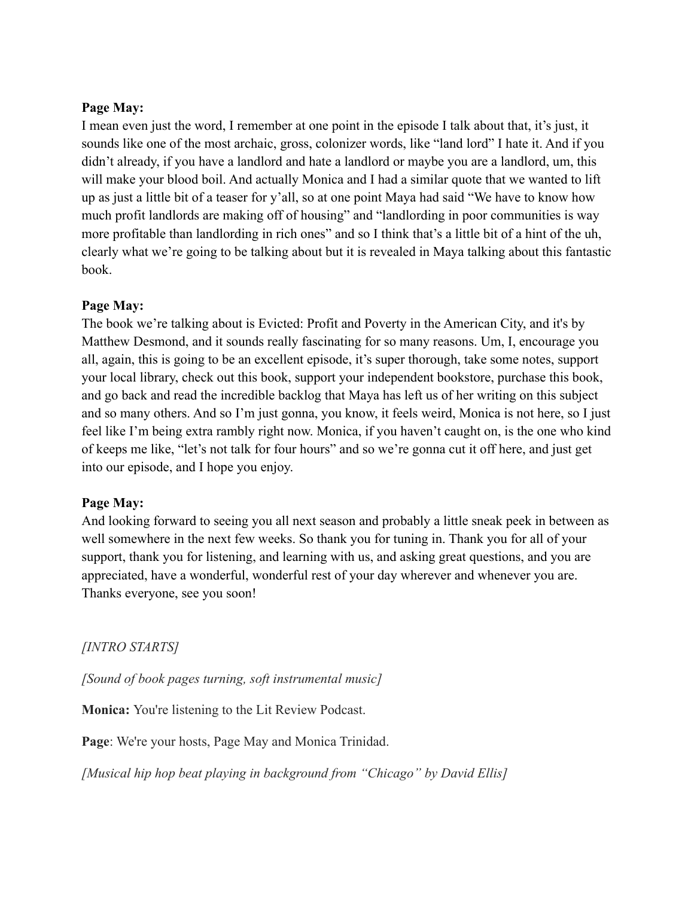**Page May:**
I mean even just the word, I remember at one point in the episode I talk about that, it's just, it sounds like one of the most archaic, gross, colonizer words, like "land lord" I hate it. And if you didn't already, if you have a landlord and hate a landlord or maybe you are a landlord, um, this will make your blood boil. And actually Monica and I had a similar quote that we wanted to lift up as just a little bit of a teaser for y'all, so at one point Maya had said "We have to know how much profit landlords are making off of housing" and "landlording in poor communities is way more profitable than landlording in rich ones" and so I think that's a little bit of a hint of the uh, clearly what we're going to be talking about but it is revealed in Maya talking about this fantastic book.

**Page May:**
The book we're talking about is Evicted: Profit and Poverty in the American City, and it's by Matthew Desmond, and it sounds really fascinating for so many reasons. Um, I, encourage you all, again, this is going to be an excellent episode, it's super thorough, take some notes, support your local library, check out this book, support your independent bookstore, purchase this book, and go back and read the incredible backlog that Maya has left us of her writing on this subject and so many others. And so I'm just gonna, you know, it feels weird, Monica is not here, so I just feel like I'm being extra rambly right now. Monica, if you haven't caught on, is the one who kind of keeps me like, "let's not talk for four hours" and so we're gonna cut it off here, and just get into our episode, and I hope you enjoy.

**Page May:**
And looking forward to seeing you all next season and probably a little sneak peek in between as well somewhere in the next few weeks. So thank you for tuning in. Thank you for all of your support, thank you for listening, and learning with us, and asking great questions, and you are appreciated, have a wonderful, wonderful rest of your day wherever and whenever you are. Thanks everyone, see you soon!

*[INTRO STARTS]*

*[Sound of book pages turning, soft instrumental music]*

**Monica:** You're listening to the Lit Review Podcast.

**Page**: We're your hosts, Page May and Monica Trinidad.

*[Musical hip hop beat playing in background from "Chicago" by David Ellis]*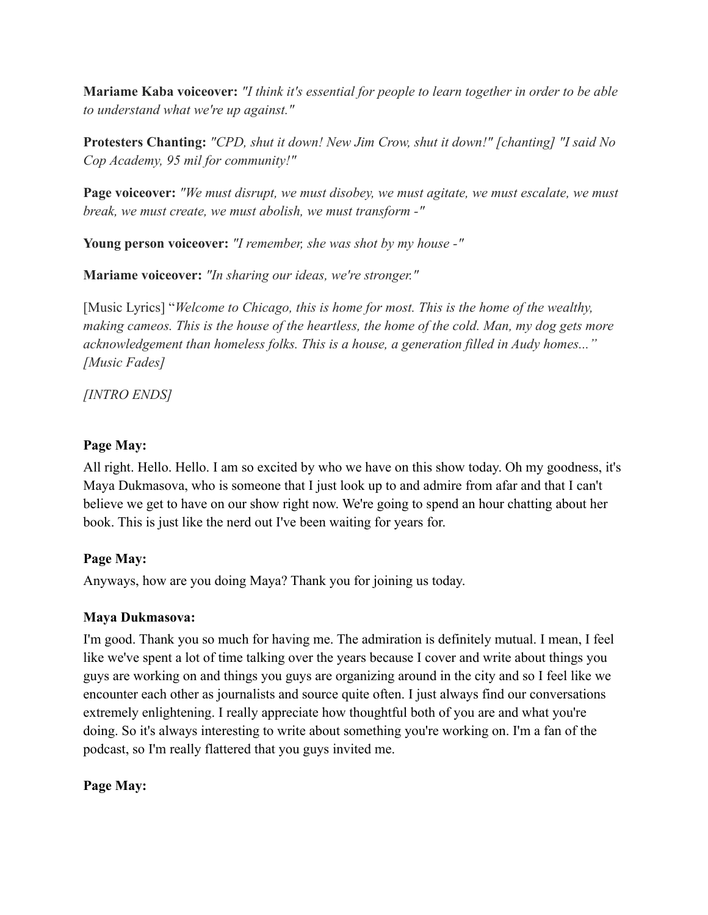**Mariame Kaba voiceover:** *"I think it's essential for people to learn together in order to be able to understand what we're up against."*

**Protesters Chanting:** *"CPD, shut it down! New Jim Crow, shut it down!" [chanting] "I said No Cop Academy, 95 mil for community!"*

**Page voiceover:** *"We must disrupt, we must disobey, we must agitate, we must escalate, we must break, we must create, we must abolish, we must transform -"*

**Young person voiceover:** *"I remember, she was shot by my house -"*

**Mariame voiceover:** *"In sharing our ideas, we're stronger."*

[Music Lyrics] "*Welcome to Chicago, this is home for most. This is the home of the wealthy, making cameos. This is the house of the heartless, the home of the cold. Man, my dog gets more acknowledgement than homeless folks. This is a house, a generation filled in Audy homes...*" *[Music Fades]*

*[INTRO ENDS]*

**Page May:**
All right. Hello. Hello. I am so excited by who we have on this show today. Oh my goodness, it's Maya Dukmasova, who is someone that I just look up to and admire from afar and that I can't believe we get to have on our show right now. We're going to spend an hour chatting about her book. This is just like the nerd out I've been waiting for years for.

**Page May:**
Anyways, how are you doing Maya? Thank you for joining us today.

**Maya Dukmasova:**
I'm good. Thank you so much for having me. The admiration is definitely mutual. I mean, I feel like we've spent a lot of time talking over the years because I cover and write about things you guys are working on and things you guys are organizing around in the city and so I feel like we encounter each other as journalists and source quite often. I just always find our conversations extremely enlightening. I really appreciate how thoughtful both of you are and what you're doing. So it's always interesting to write about something you're working on. I'm a fan of the podcast, so I'm really flattered that you guys invited me.

**Page May:**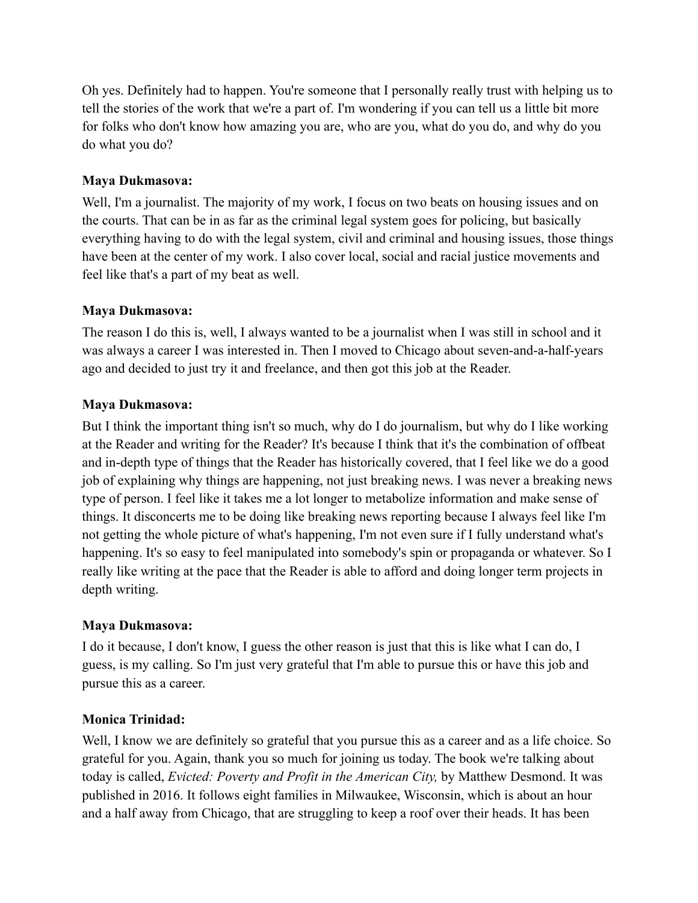Oh yes. Definitely had to happen. You're someone that I personally really trust with helping us to tell the stories of the work that we're a part of. I'm wondering if you can tell us a little bit more for folks who don't know how amazing you are, who are you, what do you do, and why do you do what you do?

**Maya Dukmasova:**

Well, I'm a journalist. The majority of my work, I focus on two beats on housing issues and on the courts. That can be in as far as the criminal legal system goes for policing, but basically everything having to do with the legal system, civil and criminal and housing issues, those things have been at the center of my work. I also cover local, social and racial justice movements and feel like that's a part of my beat as well.

**Maya Dukmasova:**

The reason I do this is, well, I always wanted to be a journalist when I was still in school and it was always a career I was interested in. Then I moved to Chicago about seven-and-a-half-years ago and decided to just try it and freelance, and then got this job at the Reader.

**Maya Dukmasova:**

But I think the important thing isn't so much, why do I do journalism, but why do I like working at the Reader and writing for the Reader? It's because I think that it's the combination of offbeat and in-depth type of things that the Reader has historically covered, that I feel like we do a good job of explaining why things are happening, not just breaking news. I was never a breaking news type of person. I feel like it takes me a lot longer to metabolize information and make sense of things. It disconcerts me to be doing like breaking news reporting because I always feel like I'm not getting the whole picture of what's happening, I'm not even sure if I fully understand what's happening. It's so easy to feel manipulated into somebody's spin or propaganda or whatever. So I really like writing at the pace that the Reader is able to afford and doing longer term projects in depth writing.

**Maya Dukmasova:**

I do it because, I don't know, I guess the other reason is just that this is like what I can do, I guess, is my calling. So I'm just very grateful that I'm able to pursue this or have this job and pursue this as a career.

**Monica Trinidad:**

Well, I know we are definitely so grateful that you pursue this as a career and as a life choice. So grateful for you. Again, thank you so much for joining us today. The book we're talking about today is called, *Evicted: Poverty and Profit in the American City,* by Matthew Desmond. It was published in 2016. It follows eight families in Milwaukee, Wisconsin, which is about an hour and a half away from Chicago, that are struggling to keep a roof over their heads. It has been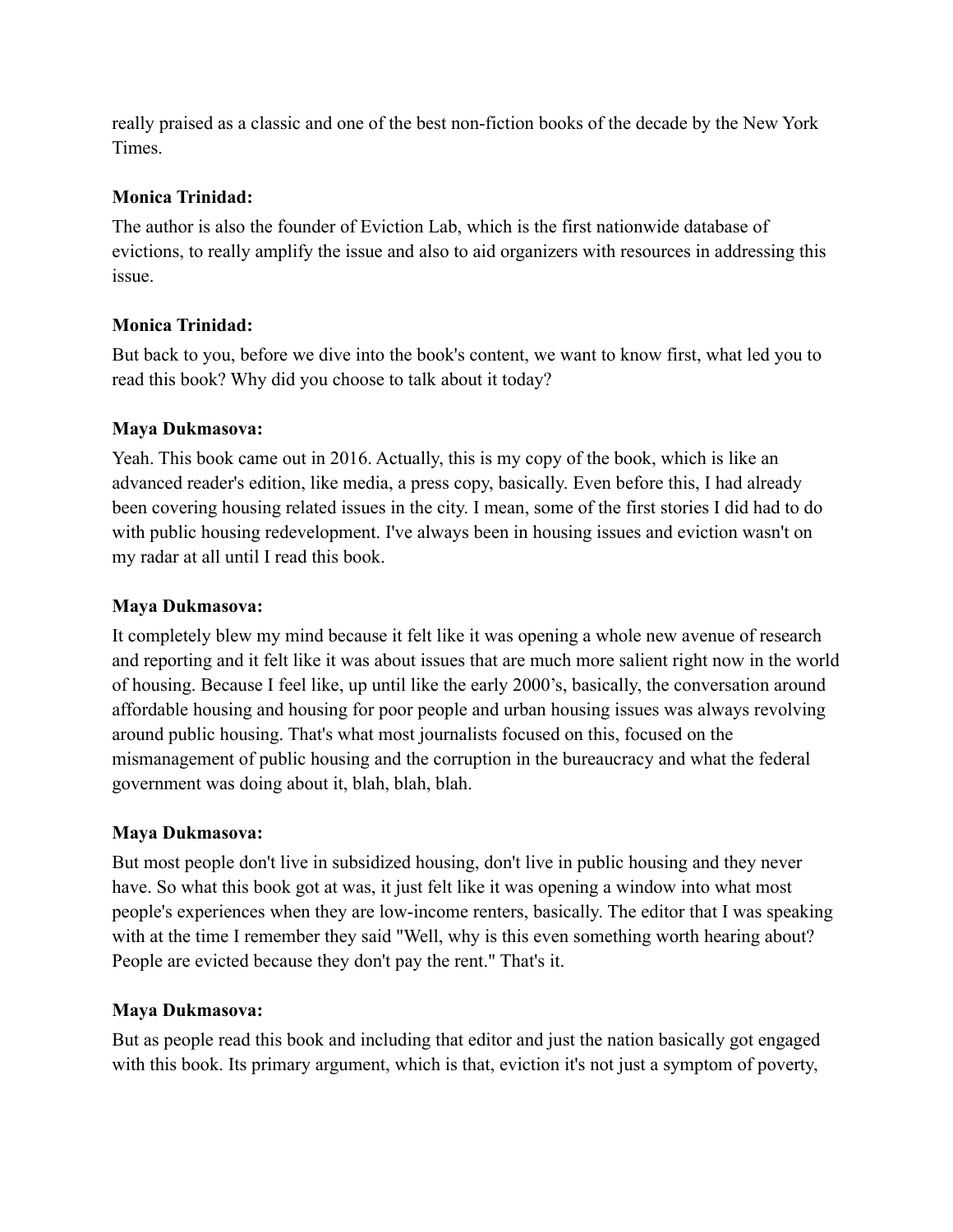really praised as a classic and one of the best non-fiction books of the decade by the New York Times.

**Monica Trinidad:**

The author is also the founder of Eviction Lab, which is the first nationwide database of evictions, to really amplify the issue and also to aid organizers with resources in addressing this issue.

**Monica Trinidad:**

But back to you, before we dive into the book's content, we want to know first, what led you to read this book? Why did you choose to talk about it today?

**Maya Dukmasova:**

Yeah. This book came out in 2016. Actually, this is my copy of the book, which is like an advanced reader's edition, like media, a press copy, basically. Even before this, I had already been covering housing related issues in the city. I mean, some of the first stories I did had to do with public housing redevelopment. I've always been in housing issues and eviction wasn't on my radar at all until I read this book.

**Maya Dukmasova:**

It completely blew my mind because it felt like it was opening a whole new avenue of research and reporting and it felt like it was about issues that are much more salient right now in the world of housing. Because I feel like, up until like the early 2000's, basically, the conversation around affordable housing and housing for poor people and urban housing issues was always revolving around public housing. That's what most journalists focused on this, focused on the mismanagement of public housing and the corruption in the bureaucracy and what the federal government was doing about it, blah, blah, blah.

**Maya Dukmasova:**

But most people don't live in subsidized housing, don't live in public housing and they never have. So what this book got at was, it just felt like it was opening a window into what most people's experiences when they are low-income renters, basically. The editor that I was speaking with at the time I remember they said "Well, why is this even something worth hearing about? People are evicted because they don't pay the rent." That's it.

**Maya Dukmasova:**

But as people read this book and including that editor and just the nation basically got engaged with this book. Its primary argument, which is that, eviction it's not just a symptom of poverty,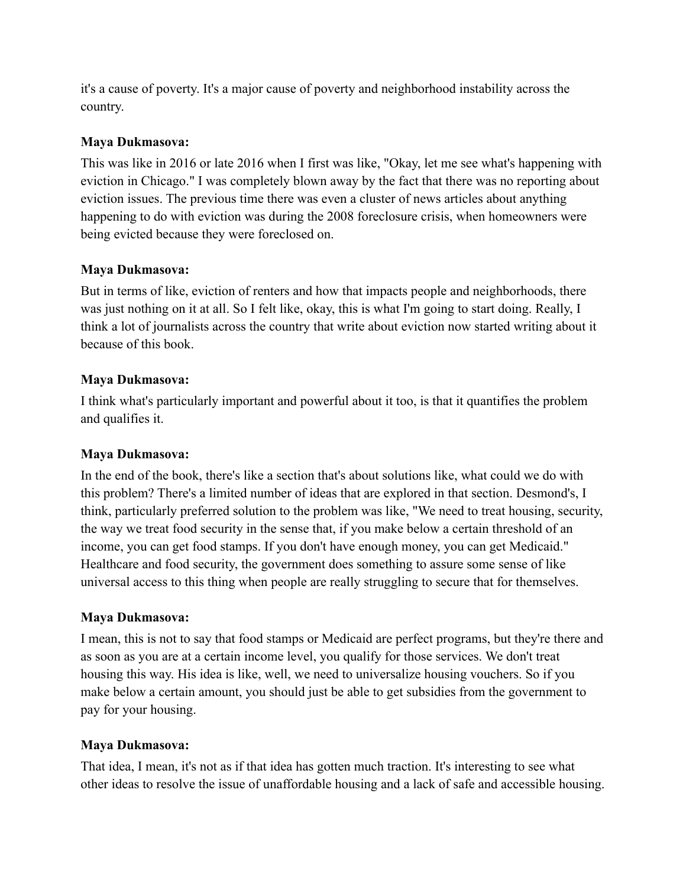it's a cause of poverty. It's a major cause of poverty and neighborhood instability across the country.

**Maya Dukmasova:**

This was like in 2016 or late 2016 when I first was like, "Okay, let me see what's happening with eviction in Chicago." I was completely blown away by the fact that there was no reporting about eviction issues. The previous time there was even a cluster of news articles about anything happening to do with eviction was during the 2008 foreclosure crisis, when homeowners were being evicted because they were foreclosed on.

**Maya Dukmasova:**

But in terms of like, eviction of renters and how that impacts people and neighborhoods, there was just nothing on it at all. So I felt like, okay, this is what I'm going to start doing. Really, I think a lot of journalists across the country that write about eviction now started writing about it because of this book.

**Maya Dukmasova:**

I think what's particularly important and powerful about it too, is that it quantifies the problem and qualifies it.

**Maya Dukmasova:**

In the end of the book, there's like a section that's about solutions like, what could we do with this problem? There's a limited number of ideas that are explored in that section. Desmond's, I think, particularly preferred solution to the problem was like, "We need to treat housing, security, the way we treat food security in the sense that, if you make below a certain threshold of an income, you can get food stamps. If you don't have enough money, you can get Medicaid." Healthcare and food security, the government does something to assure some sense of like universal access to this thing when people are really struggling to secure that for themselves.

**Maya Dukmasova:**

I mean, this is not to say that food stamps or Medicaid are perfect programs, but they're there and as soon as you are at a certain income level, you qualify for those services. We don't treat housing this way. His idea is like, well, we need to universalize housing vouchers. So if you make below a certain amount, you should just be able to get subsidies from the government to pay for your housing.

**Maya Dukmasova:**

That idea, I mean, it's not as if that idea has gotten much traction. It's interesting to see what other ideas to resolve the issue of unaffordable housing and a lack of safe and accessible housing.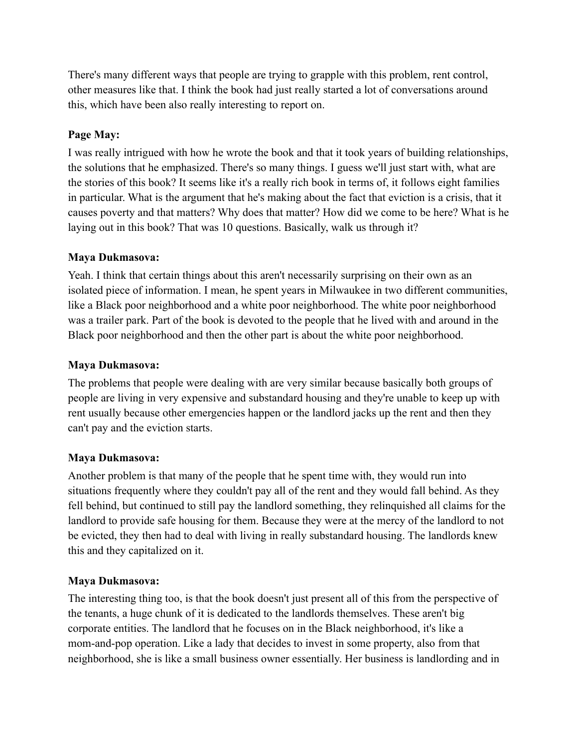There's many different ways that people are trying to grapple with this problem, rent control, other measures like that. I think the book had just really started a lot of conversations around this, which have been also really interesting to report on.

**Page May:**

I was really intrigued with how he wrote the book and that it took years of building relationships, the solutions that he emphasized. There's so many things. I guess we'll just start with, what are the stories of this book? It seems like it's a really rich book in terms of, it follows eight families in particular. What is the argument that he's making about the fact that eviction is a crisis, that it causes poverty and that matters? Why does that matter? How did we come to be here? What is he laying out in this book? That was 10 questions. Basically, walk us through it?

**Maya Dukmasova:**

Yeah. I think that certain things about this aren't necessarily surprising on their own as an isolated piece of information. I mean, he spent years in Milwaukee in two different communities, like a Black poor neighborhood and a white poor neighborhood. The white poor neighborhood was a trailer park. Part of the book is devoted to the people that he lived with and around in the Black poor neighborhood and then the other part is about the white poor neighborhood.

**Maya Dukmasova:**

The problems that people were dealing with are very similar because basically both groups of people are living in very expensive and substandard housing and they're unable to keep up with rent usually because other emergencies happen or the landlord jacks up the rent and then they can't pay and the eviction starts.

**Maya Dukmasova:**

Another problem is that many of the people that he spent time with, they would run into situations frequently where they couldn't pay all of the rent and they would fall behind. As they fell behind, but continued to still pay the landlord something, they relinquished all claims for the landlord to provide safe housing for them. Because they were at the mercy of the landlord to not be evicted, they then had to deal with living in really substandard housing. The landlords knew this and they capitalized on it.

**Maya Dukmasova:**

The interesting thing too, is that the book doesn't just present all of this from the perspective of the tenants, a huge chunk of it is dedicated to the landlords themselves. These aren't big corporate entities. The landlord that he focuses on in the Black neighborhood, it's like a mom-and-pop operation. Like a lady that decides to invest in some property, also from that neighborhood, she is like a small business owner essentially. Her business is landlording and in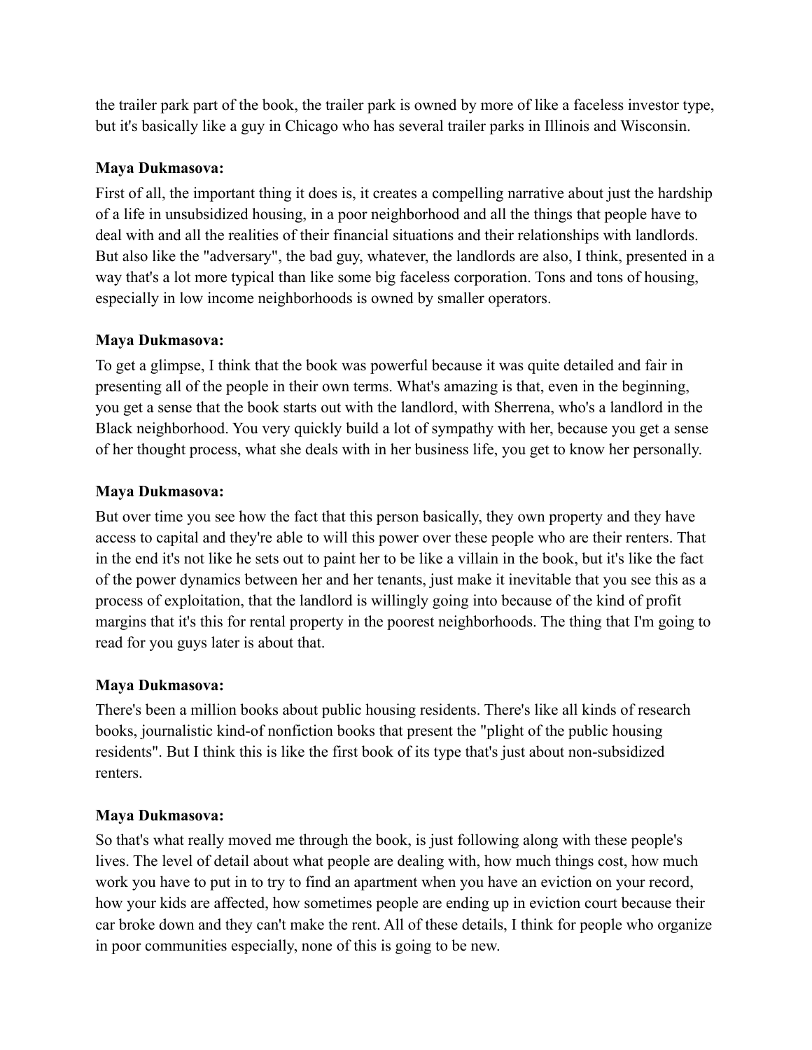the trailer park part of the book, the trailer park is owned by more of like a faceless investor type, but it's basically like a guy in Chicago who has several trailer parks in Illinois and Wisconsin.

**Maya Dukmasova:**

First of all, the important thing it does is, it creates a compelling narrative about just the hardship of a life in unsubsidized housing, in a poor neighborhood and all the things that people have to deal with and all the realities of their financial situations and their relationships with landlords. But also like the "adversary", the bad guy, whatever, the landlords are also, I think, presented in a way that's a lot more typical than like some big faceless corporation. Tons and tons of housing, especially in low income neighborhoods is owned by smaller operators.

**Maya Dukmasova:**

To get a glimpse, I think that the book was powerful because it was quite detailed and fair in presenting all of the people in their own terms. What's amazing is that, even in the beginning, you get a sense that the book starts out with the landlord, with Sherrena, who's a landlord in the Black neighborhood. You very quickly build a lot of sympathy with her, because you get a sense of her thought process, what she deals with in her business life, you get to know her personally.

**Maya Dukmasova:**

But over time you see how the fact that this person basically, they own property and they have access to capital and they're able to will this power over these people who are their renters. That in the end it's not like he sets out to paint her to be like a villain in the book, but it's like the fact of the power dynamics between her and her tenants, just make it inevitable that you see this as a process of exploitation, that the landlord is willingly going into because of the kind of profit margins that it's this for rental property in the poorest neighborhoods. The thing that I'm going to read for you guys later is about that.

**Maya Dukmasova:**

There's been a million books about public housing residents. There's like all kinds of research books, journalistic kind-of nonfiction books that present the "plight of the public housing residents". But I think this is like the first book of its type that's just about non-subsidized renters.

**Maya Dukmasova:**

So that's what really moved me through the book, is just following along with these people's lives. The level of detail about what people are dealing with, how much things cost, how much work you have to put in to try to find an apartment when you have an eviction on your record, how your kids are affected, how sometimes people are ending up in eviction court because their car broke down and they can't make the rent. All of these details, I think for people who organize in poor communities especially, none of this is going to be new.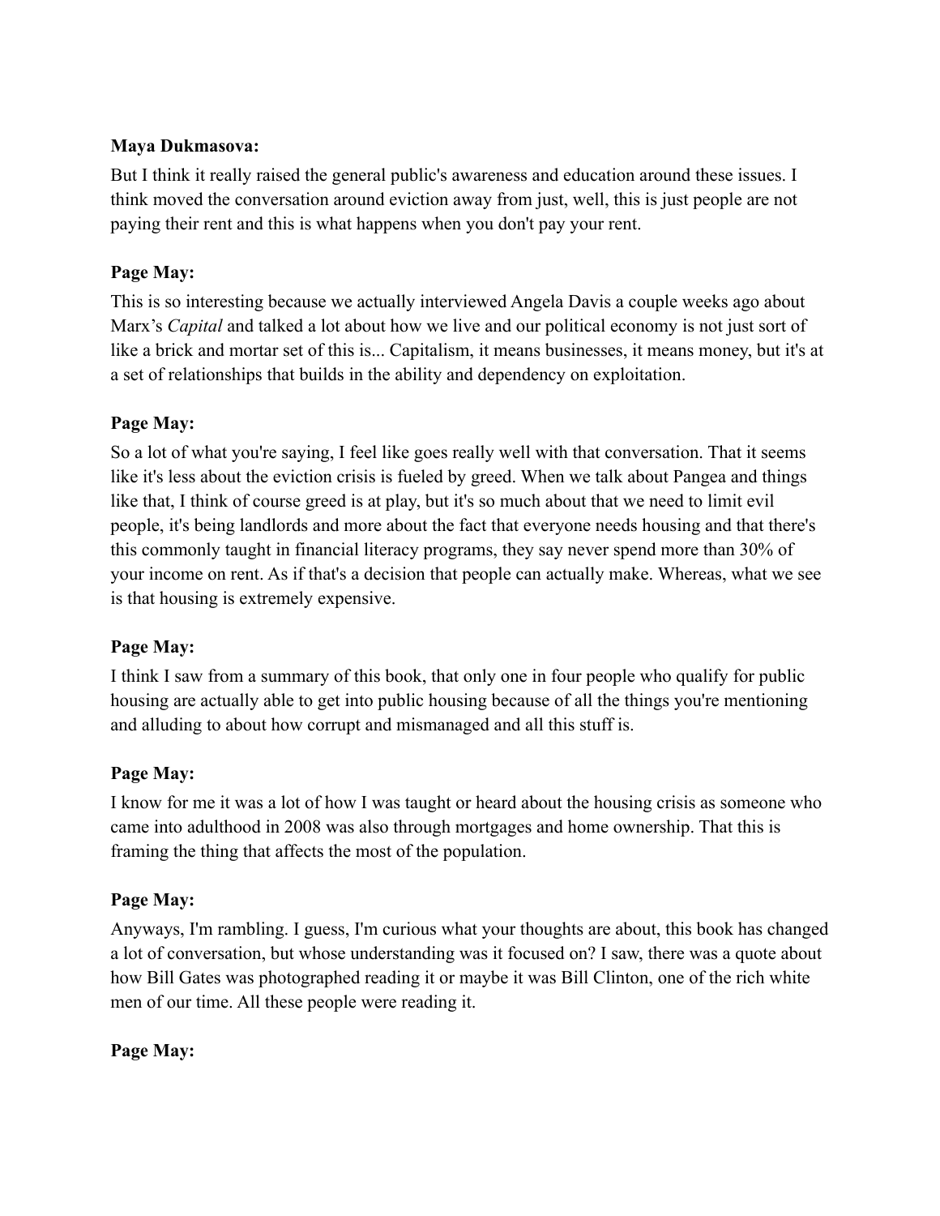**Maya Dukmasova:**

But I think it really raised the general public's awareness and education around these issues. I think moved the conversation around eviction away from just, well, this is just people are not paying their rent and this is what happens when you don't pay your rent.

**Page May:**

This is so interesting because we actually interviewed Angela Davis a couple weeks ago about Marx's *Capital* and talked a lot about how we live and our political economy is not just sort of like a brick and mortar set of this is... Capitalism, it means businesses, it means money, but it's at a set of relationships that builds in the ability and dependency on exploitation.

**Page May:**

So a lot of what you're saying, I feel like goes really well with that conversation. That it seems like it's less about the eviction crisis is fueled by greed. When we talk about Pangea and things like that, I think of course greed is at play, but it's so much about that we need to limit evil people, it's being landlords and more about the fact that everyone needs housing and that there's this commonly taught in financial literacy programs, they say never spend more than 30% of your income on rent. As if that's a decision that people can actually make. Whereas, what we see is that housing is extremely expensive.

**Page May:**

I think I saw from a summary of this book, that only one in four people who qualify for public housing are actually able to get into public housing because of all the things you're mentioning and alluding to about how corrupt and mismanaged and all this stuff is.

**Page May:**

I know for me it was a lot of how I was taught or heard about the housing crisis as someone who came into adulthood in 2008 was also through mortgages and home ownership. That this is framing the thing that affects the most of the population.

**Page May:**

Anyways, I'm rambling. I guess, I'm curious what your thoughts are about, this book has changed a lot of conversation, but whose understanding was it focused on? I saw, there was a quote about how Bill Gates was photographed reading it or maybe it was Bill Clinton, one of the rich white men of our time. All these people were reading it.

**Page May:**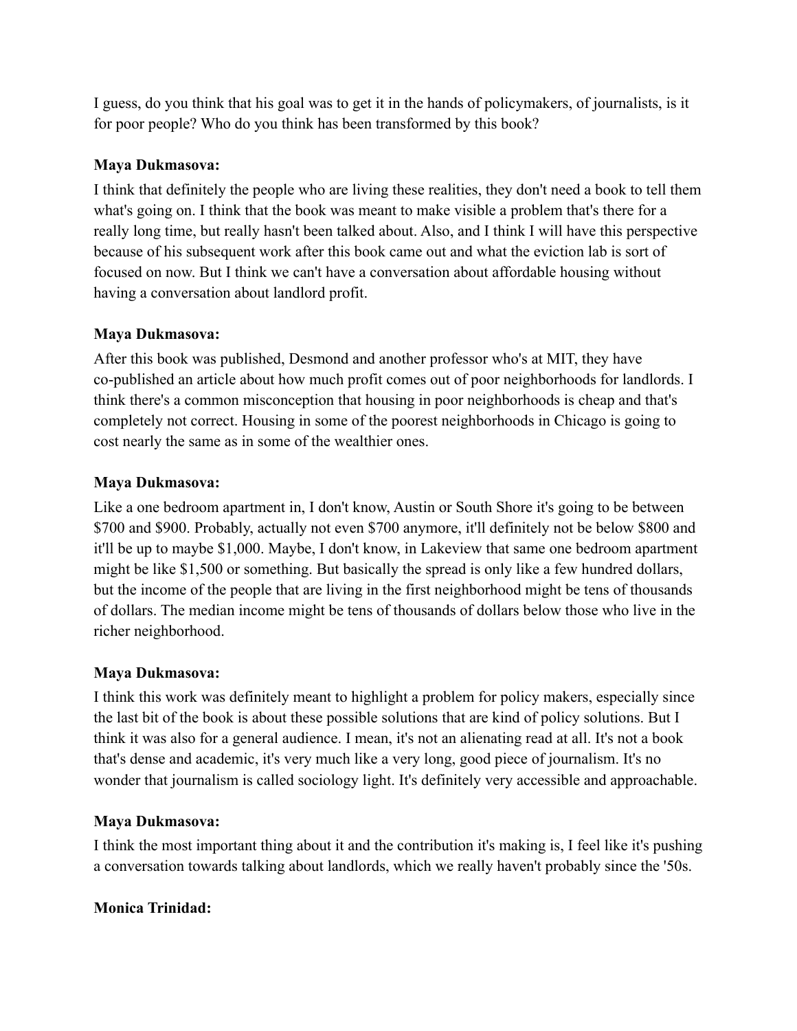I guess, do you think that his goal was to get it in the hands of policymakers, of journalists, is it for poor people? Who do you think has been transformed by this book?

**Maya Dukmasova:**

I think that definitely the people who are living these realities, they don't need a book to tell them what's going on. I think that the book was meant to make visible a problem that's there for a really long time, but really hasn't been talked about. Also, and I think I will have this perspective because of his subsequent work after this book came out and what the eviction lab is sort of focused on now. But I think we can't have a conversation about affordable housing without having a conversation about landlord profit.

**Maya Dukmasova:**

After this book was published, Desmond and another professor who's at MIT, they have co-published an article about how much profit comes out of poor neighborhoods for landlords. I think there's a common misconception that housing in poor neighborhoods is cheap and that's completely not correct. Housing in some of the poorest neighborhoods in Chicago is going to cost nearly the same as in some of the wealthier ones.

**Maya Dukmasova:**

Like a one bedroom apartment in, I don't know, Austin or South Shore it's going to be between $700 and $900. Probably, actually not even $700 anymore, it'll definitely not be below $800 and it'll be up to maybe $1,000. Maybe, I don't know, in Lakeview that same one bedroom apartment might be like $1,500 or something. But basically the spread is only like a few hundred dollars, but the income of the people that are living in the first neighborhood might be tens of thousands of dollars. The median income might be tens of thousands of dollars below those who live in the richer neighborhood.

**Maya Dukmasova:**

I think this work was definitely meant to highlight a problem for policy makers, especially since the last bit of the book is about these possible solutions that are kind of policy solutions. But I think it was also for a general audience. I mean, it's not an alienating read at all. It's not a book that's dense and academic, it's very much like a very long, good piece of journalism. It's no wonder that journalism is called sociology light. It's definitely very accessible and approachable.

**Maya Dukmasova:**

I think the most important thing about it and the contribution it's making is, I feel like it's pushing a conversation towards talking about landlords, which we really haven't probably since the '50s.

**Monica Trinidad:**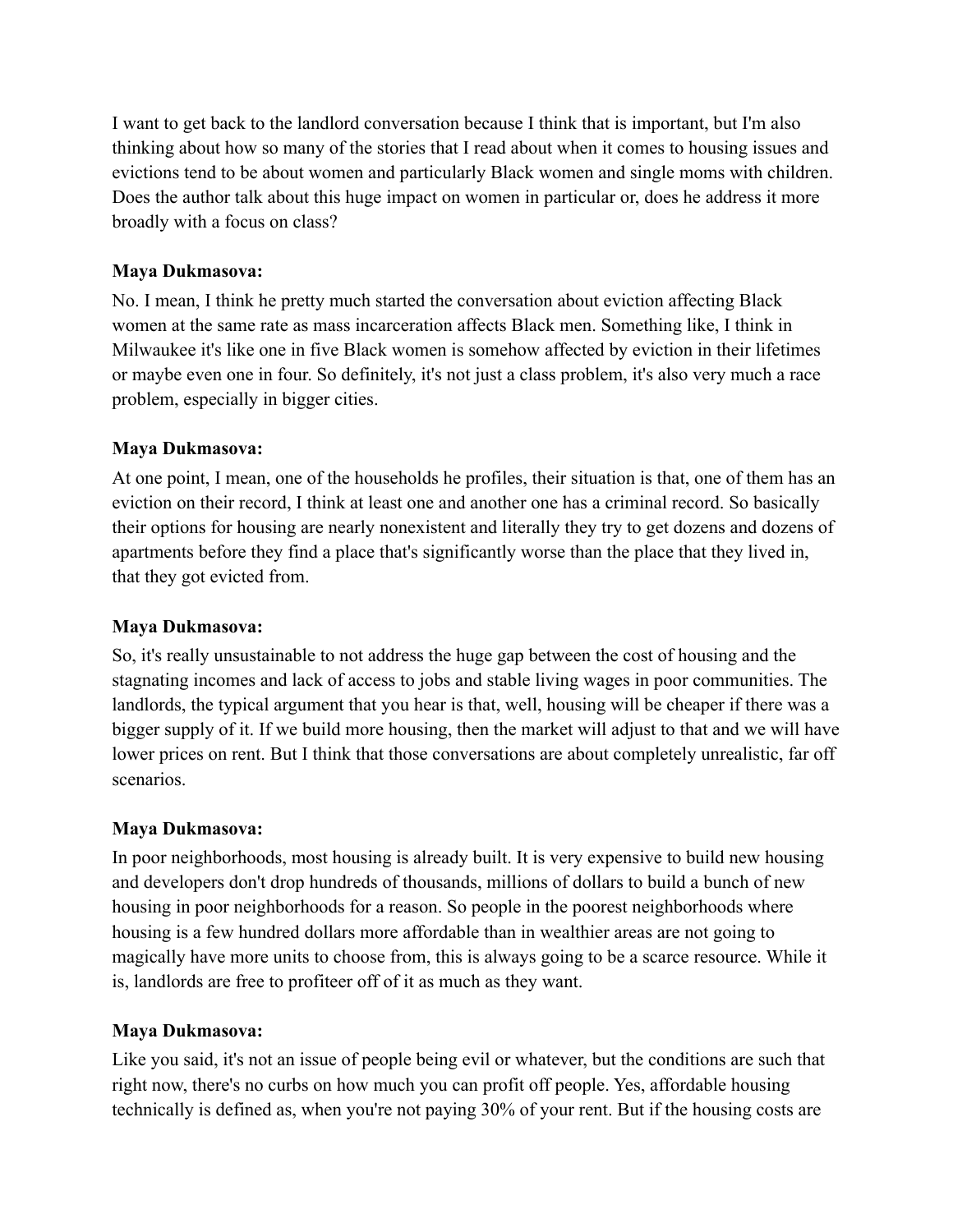I want to get back to the landlord conversation because I think that is important, but I'm also thinking about how so many of the stories that I read about when it comes to housing issues and evictions tend to be about women and particularly Black women and single moms with children. Does the author talk about this huge impact on women in particular or, does he address it more broadly with a focus on class?

**Maya Dukmasova:**

No. I mean, I think he pretty much started the conversation about eviction affecting Black women at the same rate as mass incarceration affects Black men. Something like, I think in Milwaukee it's like one in five Black women is somehow affected by eviction in their lifetimes or maybe even one in four. So definitely, it's not just a class problem, it's also very much a race problem, especially in bigger cities.

**Maya Dukmasova:**

At one point, I mean, one of the households he profiles, their situation is that, one of them has an eviction on their record, I think at least one and another one has a criminal record. So basically their options for housing are nearly nonexistent and literally they try to get dozens and dozens of apartments before they find a place that's significantly worse than the place that they lived in, that they got evicted from.

**Maya Dukmasova:**

So, it's really unsustainable to not address the huge gap between the cost of housing and the stagnating incomes and lack of access to jobs and stable living wages in poor communities. The landlords, the typical argument that you hear is that, well, housing will be cheaper if there was a bigger supply of it. If we build more housing, then the market will adjust to that and we will have lower prices on rent. But I think that those conversations are about completely unrealistic, far off scenarios.

**Maya Dukmasova:**

In poor neighborhoods, most housing is already built. It is very expensive to build new housing and developers don't drop hundreds of thousands, millions of dollars to build a bunch of new housing in poor neighborhoods for a reason. So people in the poorest neighborhoods where housing is a few hundred dollars more affordable than in wealthier areas are not going to magically have more units to choose from, this is always going to be a scarce resource. While it is, landlords are free to profiteer off of it as much as they want.

**Maya Dukmasova:**

Like you said, it's not an issue of people being evil or whatever, but the conditions are such that right now, there's no curbs on how much you can profit off people. Yes, affordable housing technically is defined as, when you're not paying 30% of your rent. But if the housing costs are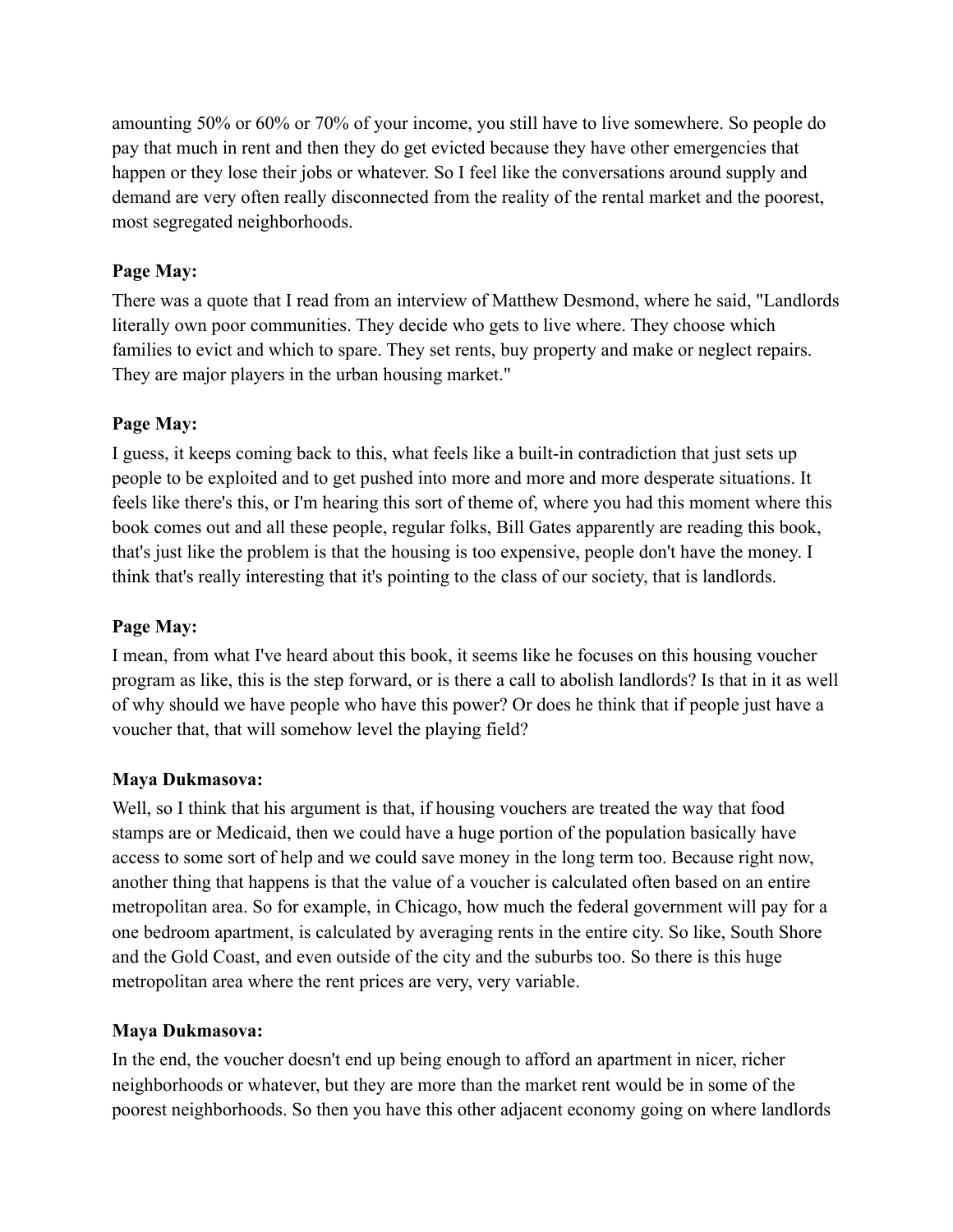amounting 50% or 60% or 70% of your income, you still have to live somewhere. So people do pay that much in rent and then they do get evicted because they have other emergencies that happen or they lose their jobs or whatever. So I feel like the conversations around supply and demand are very often really disconnected from the reality of the rental market and the poorest, most segregated neighborhoods.

**Page May:**

There was a quote that I read from an interview of Matthew Desmond, where he said, "Landlords literally own poor communities. They decide who gets to live where. They choose which families to evict and which to spare. They set rents, buy property and make or neglect repairs. They are major players in the urban housing market."

**Page May:**

I guess, it keeps coming back to this, what feels like a built-in contradiction that just sets up people to be exploited and to get pushed into more and more and more desperate situations. It feels like there's this, or I'm hearing this sort of theme of, where you had this moment where this book comes out and all these people, regular folks, Bill Gates apparently are reading this book, that's just like the problem is that the housing is too expensive, people don't have the money. I think that's really interesting that it's pointing to the class of our society, that is landlords.

**Page May:**

I mean, from what I've heard about this book, it seems like he focuses on this housing voucher program as like, this is the step forward, or is there a call to abolish landlords? Is that in it as well of why should we have people who have this power? Or does he think that if people just have a voucher that, that will somehow level the playing field?

**Maya Dukmasova:**

Well, so I think that his argument is that, if housing vouchers are treated the way that food stamps are or Medicaid, then we could have a huge portion of the population basically have access to some sort of help and we could save money in the long term too. Because right now, another thing that happens is that the value of a voucher is calculated often based on an entire metropolitan area. So for example, in Chicago, how much the federal government will pay for a one bedroom apartment, is calculated by averaging rents in the entire city. So like, South Shore and the Gold Coast, and even outside of the city and the suburbs too. So there is this huge metropolitan area where the rent prices are very, very variable.

**Maya Dukmasova:**

In the end, the voucher doesn't end up being enough to afford an apartment in nicer, richer neighborhoods or whatever, but they are more than the market rent would be in some of the poorest neighborhoods. So then you have this other adjacent economy going on where landlords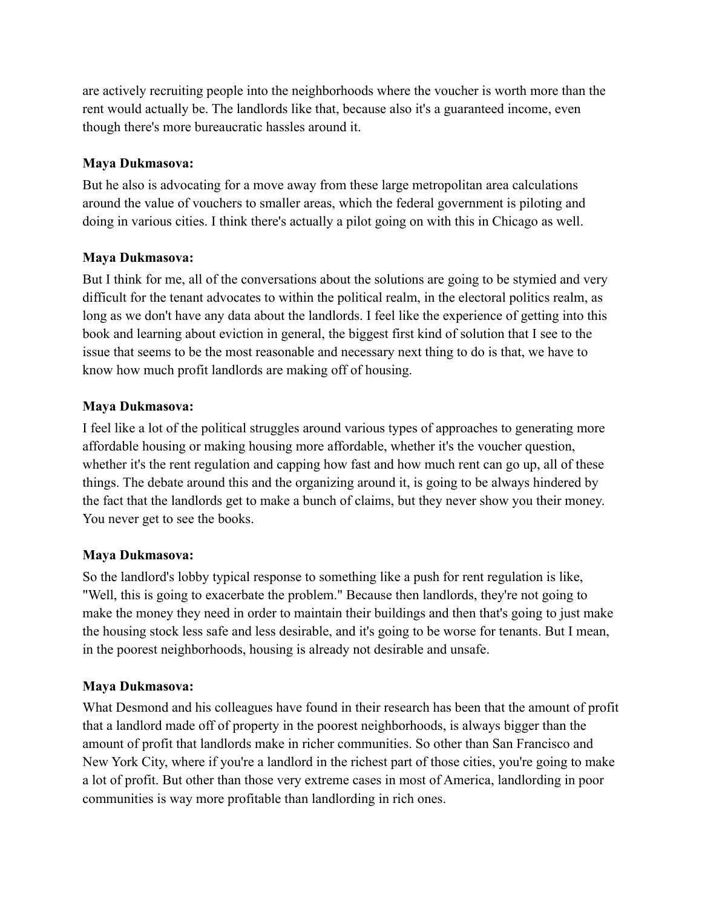are actively recruiting people into the neighborhoods where the voucher is worth more than the rent would actually be. The landlords like that, because also it's a guaranteed income, even though there's more bureaucratic hassles around it.

**Maya Dukmasova:**

But he also is advocating for a move away from these large metropolitan area calculations around the value of vouchers to smaller areas, which the federal government is piloting and doing in various cities. I think there's actually a pilot going on with this in Chicago as well.

**Maya Dukmasova:**

But I think for me, all of the conversations about the solutions are going to be stymied and very difficult for the tenant advocates to within the political realm, in the electoral politics realm, as long as we don't have any data about the landlords. I feel like the experience of getting into this book and learning about eviction in general, the biggest first kind of solution that I see to the issue that seems to be the most reasonable and necessary next thing to do is that, we have to know how much profit landlords are making off of housing.

**Maya Dukmasova:**

I feel like a lot of the political struggles around various types of approaches to generating more affordable housing or making housing more affordable, whether it's the voucher question, whether it's the rent regulation and capping how fast and how much rent can go up, all of these things. The debate around this and the organizing around it, is going to be always hindered by the fact that the landlords get to make a bunch of claims, but they never show you their money. You never get to see the books.

**Maya Dukmasova:**

So the landlord's lobby typical response to something like a push for rent regulation is like, "Well, this is going to exacerbate the problem." Because then landlords, they're not going to make the money they need in order to maintain their buildings and then that's going to just make the housing stock less safe and less desirable, and it's going to be worse for tenants. But I mean, in the poorest neighborhoods, housing is already not desirable and unsafe.

**Maya Dukmasova:**

What Desmond and his colleagues have found in their research has been that the amount of profit that a landlord made off of property in the poorest neighborhoods, is always bigger than the amount of profit that landlords make in richer communities. So other than San Francisco and New York City, where if you're a landlord in the richest part of those cities, you're going to make a lot of profit. But other than those very extreme cases in most of America, landlording in poor communities is way more profitable than landlording in rich ones.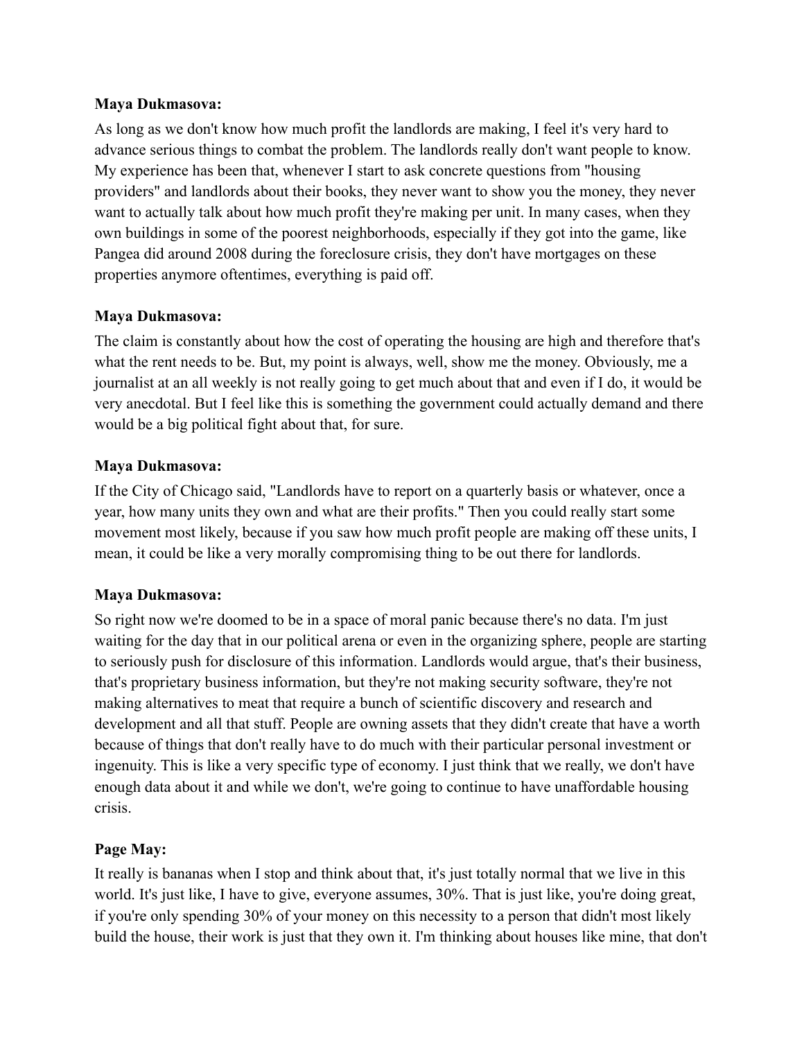**Maya Dukmasova:**

As long as we don't know how much profit the landlords are making, I feel it's very hard to advance serious things to combat the problem. The landlords really don't want people to know. My experience has been that, whenever I start to ask concrete questions from "housing providers" and landlords about their books, they never want to show you the money, they never want to actually talk about how much profit they're making per unit. In many cases, when they own buildings in some of the poorest neighborhoods, especially if they got into the game, like Pangea did around 2008 during the foreclosure crisis, they don't have mortgages on these properties anymore oftentimes, everything is paid off.

**Maya Dukmasova:**

The claim is constantly about how the cost of operating the housing are high and therefore that's what the rent needs to be. But, my point is always, well, show me the money. Obviously, me a journalist at an all weekly is not really going to get much about that and even if I do, it would be very anecdotal. But I feel like this is something the government could actually demand and there would be a big political fight about that, for sure.

**Maya Dukmasova:**

If the City of Chicago said, "Landlords have to report on a quarterly basis or whatever, once a year, how many units they own and what are their profits." Then you could really start some movement most likely, because if you saw how much profit people are making off these units, I mean, it could be like a very morally compromising thing to be out there for landlords.

**Maya Dukmasova:**

So right now we're doomed to be in a space of moral panic because there's no data. I'm just waiting for the day that in our political arena or even in the organizing sphere, people are starting to seriously push for disclosure of this information. Landlords would argue, that's their business, that's proprietary business information, but they're not making security software, they're not making alternatives to meat that require a bunch of scientific discovery and research and development and all that stuff. People are owning assets that they didn't create that have a worth because of things that don't really have to do much with their particular personal investment or ingenuity. This is like a very specific type of economy. I just think that we really, we don't have enough data about it and while we don't, we're going to continue to have unaffordable housing crisis.

**Page May:**

It really is bananas when I stop and think about that, it's just totally normal that we live in this world. It's just like, I have to give, everyone assumes, 30%. That is just like, you're doing great, if you're only spending 30% of your money on this necessity to a person that didn't most likely build the house, their work is just that they own it. I'm thinking about houses like mine, that don't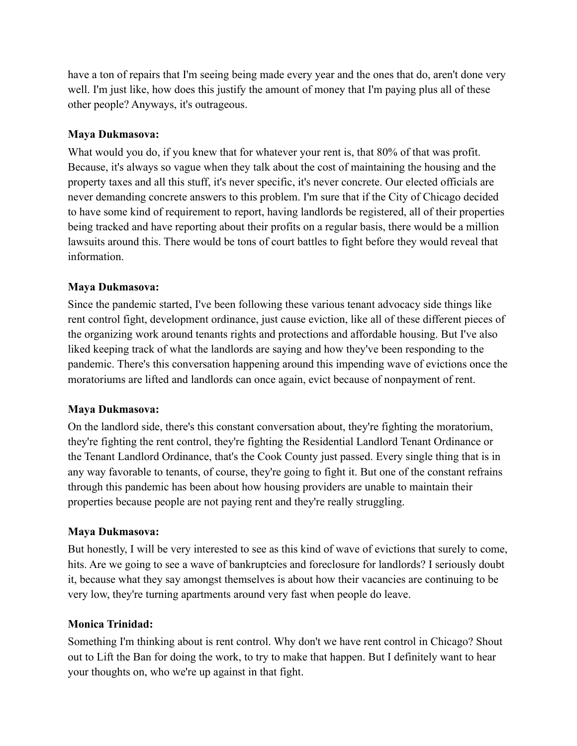have a ton of repairs that I'm seeing being made every year and the ones that do, aren't done very well. I'm just like, how does this justify the amount of money that I'm paying plus all of these other people? Anyways, it's outrageous.

**Maya Dukmasova:**

What would you do, if you knew that for whatever your rent is, that 80% of that was profit. Because, it's always so vague when they talk about the cost of maintaining the housing and the property taxes and all this stuff, it's never specific, it's never concrete. Our elected officials are never demanding concrete answers to this problem. I'm sure that if the City of Chicago decided to have some kind of requirement to report, having landlords be registered, all of their properties being tracked and have reporting about their profits on a regular basis, there would be a million lawsuits around this. There would be tons of court battles to fight before they would reveal that information.

**Maya Dukmasova:**

Since the pandemic started, I've been following these various tenant advocacy side things like rent control fight, development ordinance, just cause eviction, like all of these different pieces of the organizing work around tenants rights and protections and affordable housing. But I've also liked keeping track of what the landlords are saying and how they've been responding to the pandemic. There's this conversation happening around this impending wave of evictions once the moratoriums are lifted and landlords can once again, evict because of nonpayment of rent.

**Maya Dukmasova:**

On the landlord side, there's this constant conversation about, they're fighting the moratorium, they're fighting the rent control, they're fighting the Residential Landlord Tenant Ordinance or the Tenant Landlord Ordinance, that's the Cook County just passed. Every single thing that is in any way favorable to tenants, of course, they're going to fight it. But one of the constant refrains through this pandemic has been about how housing providers are unable to maintain their properties because people are not paying rent and they're really struggling.

**Maya Dukmasova:**

But honestly, I will be very interested to see as this kind of wave of evictions that surely to come, hits. Are we going to see a wave of bankruptcies and foreclosure for landlords? I seriously doubt it, because what they say amongst themselves is about how their vacancies are continuing to be very low, they're turning apartments around very fast when people do leave.

**Monica Trinidad:**

Something I'm thinking about is rent control. Why don't we have rent control in Chicago? Shout out to Lift the Ban for doing the work, to try to make that happen. But I definitely want to hear your thoughts on, who we're up against in that fight.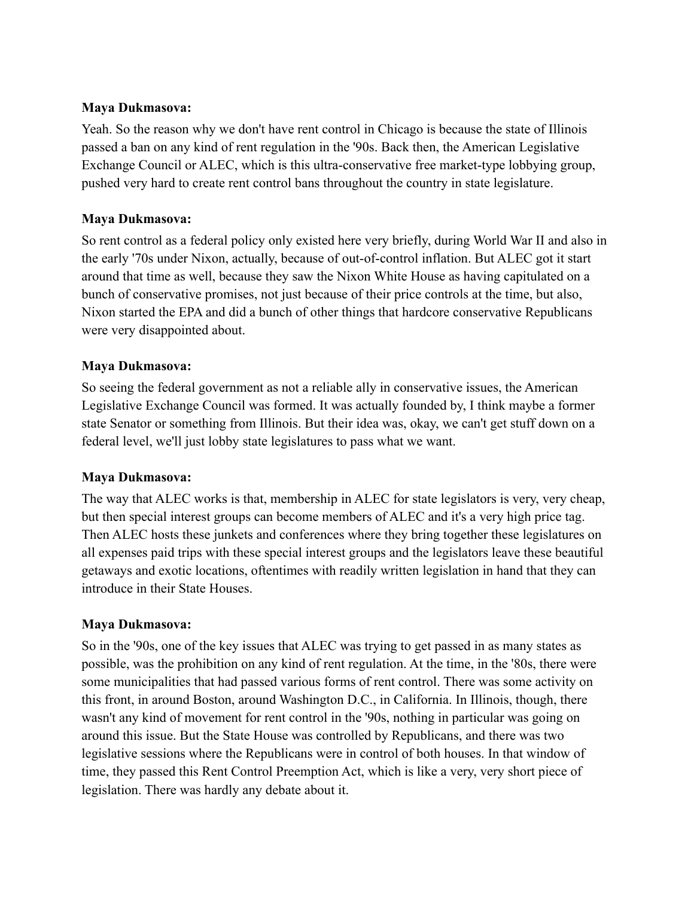**Maya Dukmasova:**

Yeah. So the reason why we don't have rent control in Chicago is because the state of Illinois passed a ban on any kind of rent regulation in the '90s. Back then, the American Legislative Exchange Council or ALEC, which is this ultra-conservative free market-type lobbying group, pushed very hard to create rent control bans throughout the country in state legislature.

**Maya Dukmasova:**

So rent control as a federal policy only existed here very briefly, during World War II and also in the early '70s under Nixon, actually, because of out-of-control inflation. But ALEC got it start around that time as well, because they saw the Nixon White House as having capitulated on a bunch of conservative promises, not just because of their price controls at the time, but also, Nixon started the EPA and did a bunch of other things that hardcore conservative Republicans were very disappointed about.

**Maya Dukmasova:**

So seeing the federal government as not a reliable ally in conservative issues, the American Legislative Exchange Council was formed. It was actually founded by, I think maybe a former state Senator or something from Illinois. But their idea was, okay, we can't get stuff down on a federal level, we'll just lobby state legislatures to pass what we want.

**Maya Dukmasova:**

The way that ALEC works is that, membership in ALEC for state legislators is very, very cheap, but then special interest groups can become members of ALEC and it's a very high price tag. Then ALEC hosts these junkets and conferences where they bring together these legislatures on all expenses paid trips with these special interest groups and the legislators leave these beautiful getaways and exotic locations, oftentimes with readily written legislation in hand that they can introduce in their State Houses.

**Maya Dukmasova:**

So in the '90s, one of the key issues that ALEC was trying to get passed in as many states as possible, was the prohibition on any kind of rent regulation. At the time, in the '80s, there were some municipalities that had passed various forms of rent control. There was some activity on this front, in around Boston, around Washington D.C., in California. In Illinois, though, there wasn't any kind of movement for rent control in the '90s, nothing in particular was going on around this issue. But the State House was controlled by Republicans, and there was two legislative sessions where the Republicans were in control of both houses. In that window of time, they passed this Rent Control Preemption Act, which is like a very, very short piece of legislation. There was hardly any debate about it.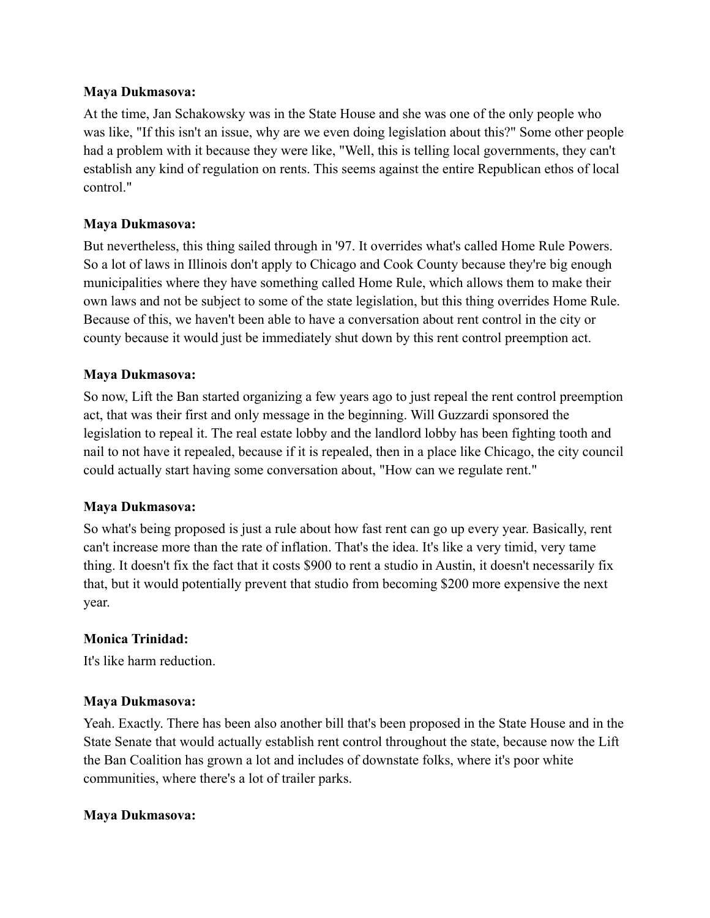**Maya Dukmasova:**

At the time, Jan Schakowsky was in the State House and she was one of the only people who was like, "If this isn't an issue, why are we even doing legislation about this?" Some other people had a problem with it because they were like, "Well, this is telling local governments, they can't establish any kind of regulation on rents. This seems against the entire Republican ethos of local control."

**Maya Dukmasova:**

But nevertheless, this thing sailed through in '97. It overrides what's called Home Rule Powers. So a lot of laws in Illinois don't apply to Chicago and Cook County because they're big enough municipalities where they have something called Home Rule, which allows them to make their own laws and not be subject to some of the state legislation, but this thing overrides Home Rule. Because of this, we haven't been able to have a conversation about rent control in the city or county because it would just be immediately shut down by this rent control preemption act.

**Maya Dukmasova:**

So now, Lift the Ban started organizing a few years ago to just repeal the rent control preemption act, that was their first and only message in the beginning. Will Guzzardi sponsored the legislation to repeal it. The real estate lobby and the landlord lobby has been fighting tooth and nail to not have it repealed, because if it is repealed, then in a place like Chicago, the city council could actually start having some conversation about, "How can we regulate rent."

**Maya Dukmasova:**

So what's being proposed is just a rule about how fast rent can go up every year. Basically, rent can't increase more than the rate of inflation. That's the idea. It's like a very timid, very tame thing. It doesn't fix the fact that it costs $900 to rent a studio in Austin, it doesn't necessarily fix that, but it would potentially prevent that studio from becoming $200 more expensive the next year.

**Monica Trinidad:**

It's like harm reduction.

**Maya Dukmasova:**

Yeah. Exactly. There has been also another bill that's been proposed in the State House and in the State Senate that would actually establish rent control throughout the state, because now the Lift the Ban Coalition has grown a lot and includes of downstate folks, where it's poor white communities, where there's a lot of trailer parks.

**Maya Dukmasova:**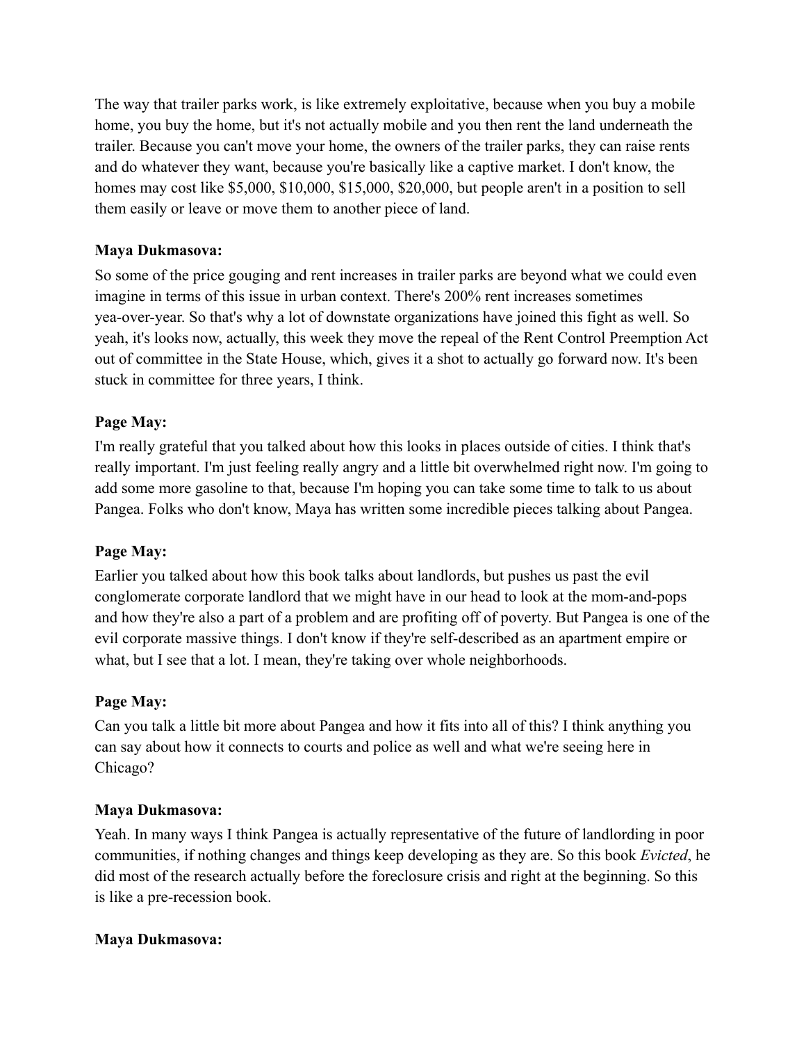The way that trailer parks work, is like extremely exploitative, because when you buy a mobile home, you buy the home, but it's not actually mobile and you then rent the land underneath the trailer. Because you can't move your home, the owners of the trailer parks, they can raise rents and do whatever they want, because you're basically like a captive market. I don't know, the homes may cost like $5,000, $10,000, $15,000, $20,000, but people aren't in a position to sell them easily or leave or move them to another piece of land.

**Maya Dukmasova:**

So some of the price gouging and rent increases in trailer parks are beyond what we could even imagine in terms of this issue in urban context. There's 200% rent increases sometimes yea-over-year. So that's why a lot of downstate organizations have joined this fight as well. So yeah, it's looks now, actually, this week they move the repeal of the Rent Control Preemption Act out of committee in the State House, which, gives it a shot to actually go forward now. It's been stuck in committee for three years, I think.

**Page May:**

I'm really grateful that you talked about how this looks in places outside of cities. I think that's really important. I'm just feeling really angry and a little bit overwhelmed right now. I'm going to add some more gasoline to that, because I'm hoping you can take some time to talk to us about Pangea. Folks who don't know, Maya has written some incredible pieces talking about Pangea.

**Page May:**

Earlier you talked about how this book talks about landlords, but pushes us past the evil conglomerate corporate landlord that we might have in our head to look at the mom-and-pops and how they're also a part of a problem and are profiting off of poverty. But Pangea is one of the evil corporate massive things. I don't know if they're self-described as an apartment empire or what, but I see that a lot. I mean, they're taking over whole neighborhoods.

**Page May:**

Can you talk a little bit more about Pangea and how it fits into all of this? I think anything you can say about how it connects to courts and police as well and what we're seeing here in Chicago?

**Maya Dukmasova:**

Yeah. In many ways I think Pangea is actually representative of the future of landlording in poor communities, if nothing changes and things keep developing as they are. So this book *Evicted*, he did most of the research actually before the foreclosure crisis and right at the beginning. So this is like a pre-recession book.

**Maya Dukmasova:**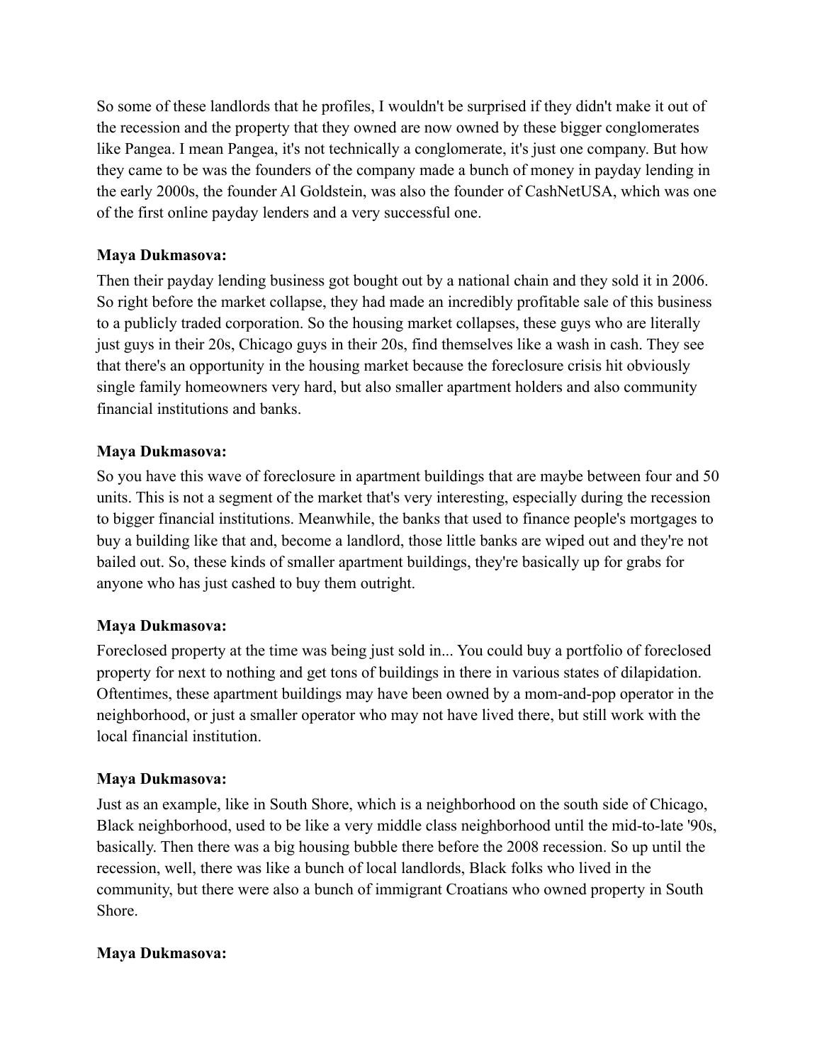So some of these landlords that he profiles, I wouldn't be surprised if they didn't make it out of the recession and the property that they owned are now owned by these bigger conglomerates like Pangea. I mean Pangea, it's not technically a conglomerate, it's just one company. But how they came to be was the founders of the company made a bunch of money in payday lending in the early 2000s, the founder Al Goldstein, was also the founder of CashNetUSA, which was one of the first online payday lenders and a very successful one.

**Maya Dukmasova:**

Then their payday lending business got bought out by a national chain and they sold it in 2006. So right before the market collapse, they had made an incredibly profitable sale of this business to a publicly traded corporation. So the housing market collapses, these guys who are literally just guys in their 20s, Chicago guys in their 20s, find themselves like a wash in cash. They see that there's an opportunity in the housing market because the foreclosure crisis hit obviously single family homeowners very hard, but also smaller apartment holders and also community financial institutions and banks.

**Maya Dukmasova:**

So you have this wave of foreclosure in apartment buildings that are maybe between four and 50 units. This is not a segment of the market that's very interesting, especially during the recession to bigger financial institutions. Meanwhile, the banks that used to finance people's mortgages to buy a building like that and, become a landlord, those little banks are wiped out and they're not bailed out. So, these kinds of smaller apartment buildings, they're basically up for grabs for anyone who has just cashed to buy them outright.

**Maya Dukmasova:**

Foreclosed property at the time was being just sold in... You could buy a portfolio of foreclosed property for next to nothing and get tons of buildings in there in various states of dilapidation. Oftentimes, these apartment buildings may have been owned by a mom-and-pop operator in the neighborhood, or just a smaller operator who may not have lived there, but still work with the local financial institution.

**Maya Dukmasova:**

Just as an example, like in South Shore, which is a neighborhood on the south side of Chicago, Black neighborhood, used to be like a very middle class neighborhood until the mid-to-late '90s, basically. Then there was a big housing bubble there before the 2008 recession. So up until the recession, well, there was like a bunch of local landlords, Black folks who lived in the community, but there were also a bunch of immigrant Croatians who owned property in South Shore.

**Maya Dukmasova:**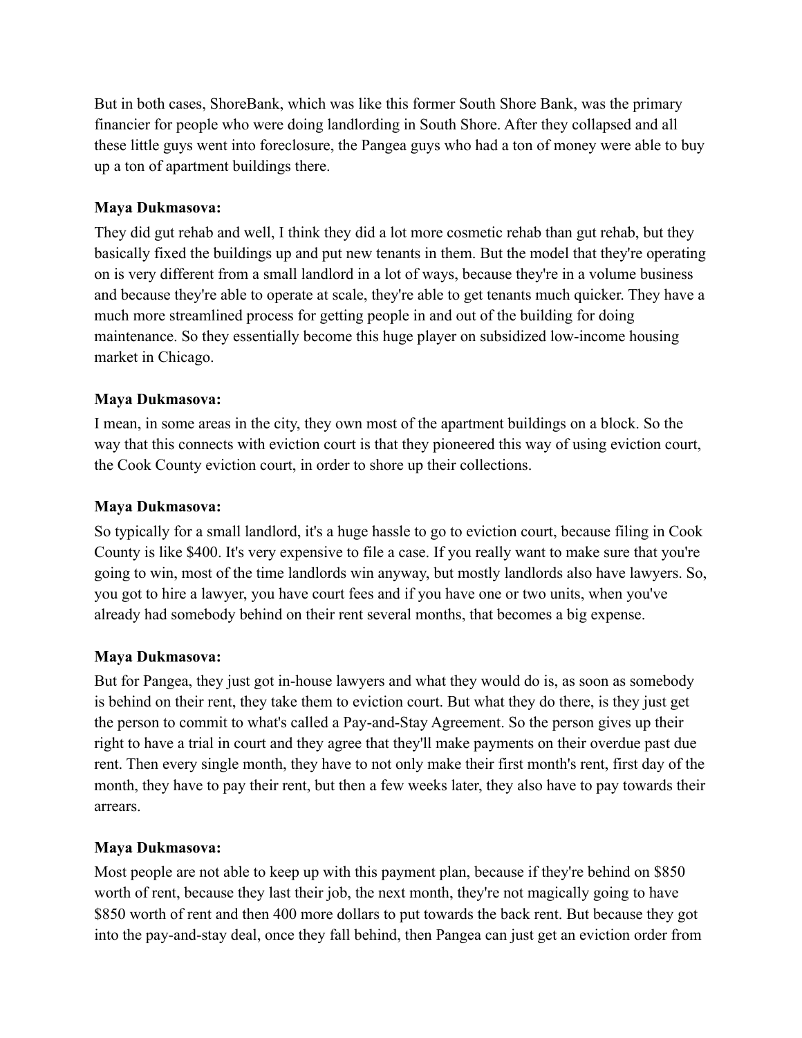But in both cases, ShoreBank, which was like this former South Shore Bank, was the primary financier for people who were doing landlording in South Shore. After they collapsed and all these little guys went into foreclosure, the Pangea guys who had a ton of money were able to buy up a ton of apartment buildings there.

**Maya Dukmasova:**

They did gut rehab and well, I think they did a lot more cosmetic rehab than gut rehab, but they basically fixed the buildings up and put new tenants in them. But the model that they're operating on is very different from a small landlord in a lot of ways, because they're in a volume business and because they're able to operate at scale, they're able to get tenants much quicker. They have a much more streamlined process for getting people in and out of the building for doing maintenance. So they essentially become this huge player on subsidized low-income housing market in Chicago.

**Maya Dukmasova:**

I mean, in some areas in the city, they own most of the apartment buildings on a block. So the way that this connects with eviction court is that they pioneered this way of using eviction court, the Cook County eviction court, in order to shore up their collections.

**Maya Dukmasova:**

So typically for a small landlord, it's a huge hassle to go to eviction court, because filing in Cook County is like $400. It's very expensive to file a case. If you really want to make sure that you're going to win, most of the time landlords win anyway, but mostly landlords also have lawyers. So, you got to hire a lawyer, you have court fees and if you have one or two units, when you've already had somebody behind on their rent several months, that becomes a big expense.

**Maya Dukmasova:**

But for Pangea, they just got in-house lawyers and what they would do is, as soon as somebody is behind on their rent, they take them to eviction court. But what they do there, is they just get the person to commit to what's called a Pay-and-Stay Agreement. So the person gives up their right to have a trial in court and they agree that they'll make payments on their overdue past due rent. Then every single month, they have to not only make their first month's rent, first day of the month, they have to pay their rent, but then a few weeks later, they also have to pay towards their arrears.

**Maya Dukmasova:**

Most people are not able to keep up with this payment plan, because if they're behind on $850 worth of rent, because they last their job, the next month, they're not magically going to have $850 worth of rent and then 400 more dollars to put towards the back rent. But because they got into the pay-and-stay deal, once they fall behind, then Pangea can just get an eviction order from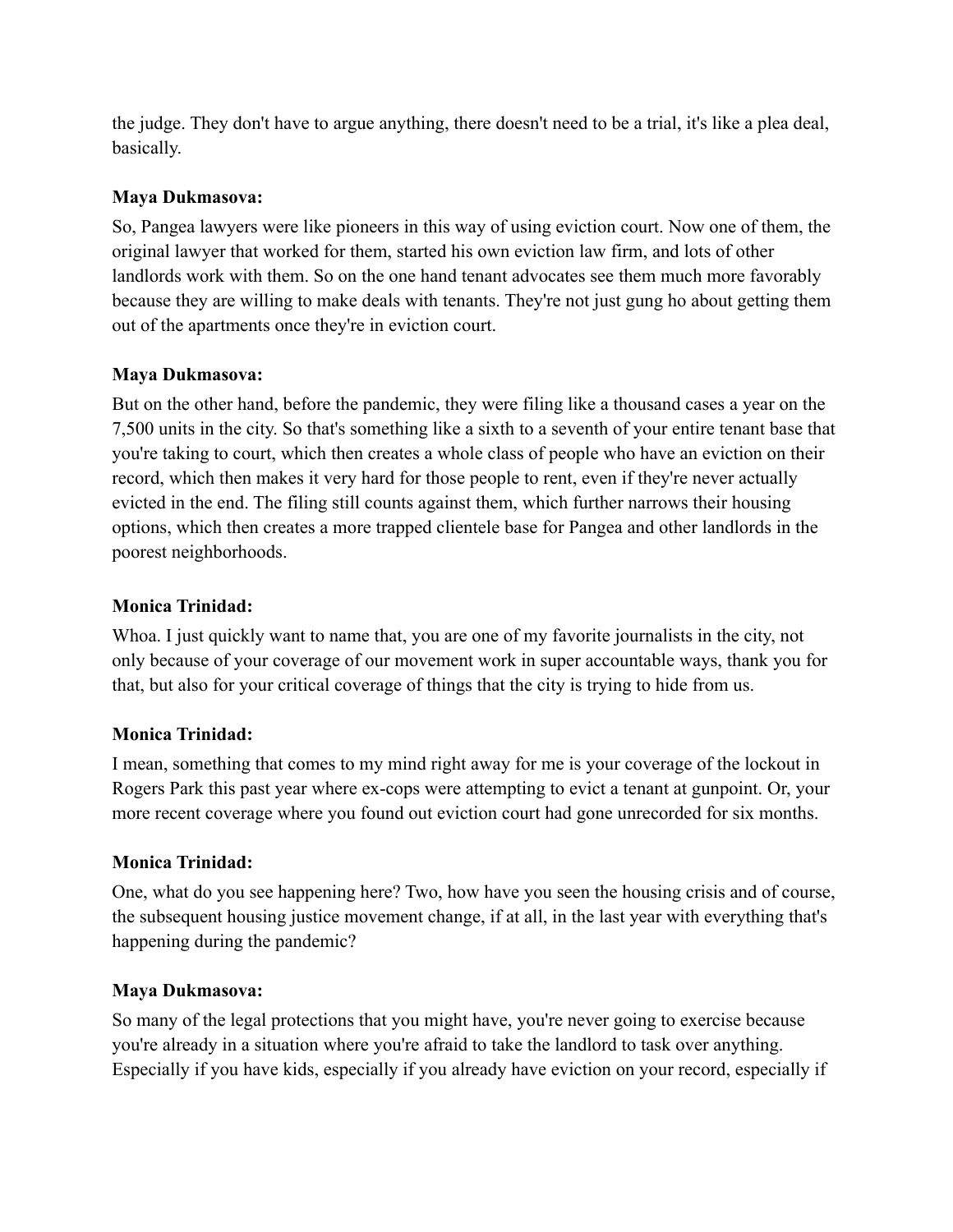the judge. They don't have to argue anything, there doesn't need to be a trial, it's like a plea deal, basically.

**Maya Dukmasova:**

So, Pangea lawyers were like pioneers in this way of using eviction court. Now one of them, the original lawyer that worked for them, started his own eviction law firm, and lots of other landlords work with them. So on the one hand tenant advocates see them much more favorably because they are willing to make deals with tenants. They're not just gung ho about getting them out of the apartments once they're in eviction court.

**Maya Dukmasova:**

But on the other hand, before the pandemic, they were filing like a thousand cases a year on the 7,500 units in the city. So that's something like a sixth to a seventh of your entire tenant base that you're taking to court, which then creates a whole class of people who have an eviction on their record, which then makes it very hard for those people to rent, even if they're never actually evicted in the end. The filing still counts against them, which further narrows their housing options, which then creates a more trapped clientele base for Pangea and other landlords in the poorest neighborhoods.

**Monica Trinidad:**

Whoa. I just quickly want to name that, you are one of my favorite journalists in the city, not only because of your coverage of our movement work in super accountable ways, thank you for that, but also for your critical coverage of things that the city is trying to hide from us.

**Monica Trinidad:**

I mean, something that comes to my mind right away for me is your coverage of the lockout in Rogers Park this past year where ex-cops were attempting to evict a tenant at gunpoint. Or, your more recent coverage where you found out eviction court had gone unrecorded for six months.

**Monica Trinidad:**

One, what do you see happening here? Two, how have you seen the housing crisis and of course, the subsequent housing justice movement change, if at all, in the last year with everything that's happening during the pandemic?

**Maya Dukmasova:**

So many of the legal protections that you might have, you're never going to exercise because you're already in a situation where you're afraid to take the landlord to task over anything. Especially if you have kids, especially if you already have eviction on your record, especially if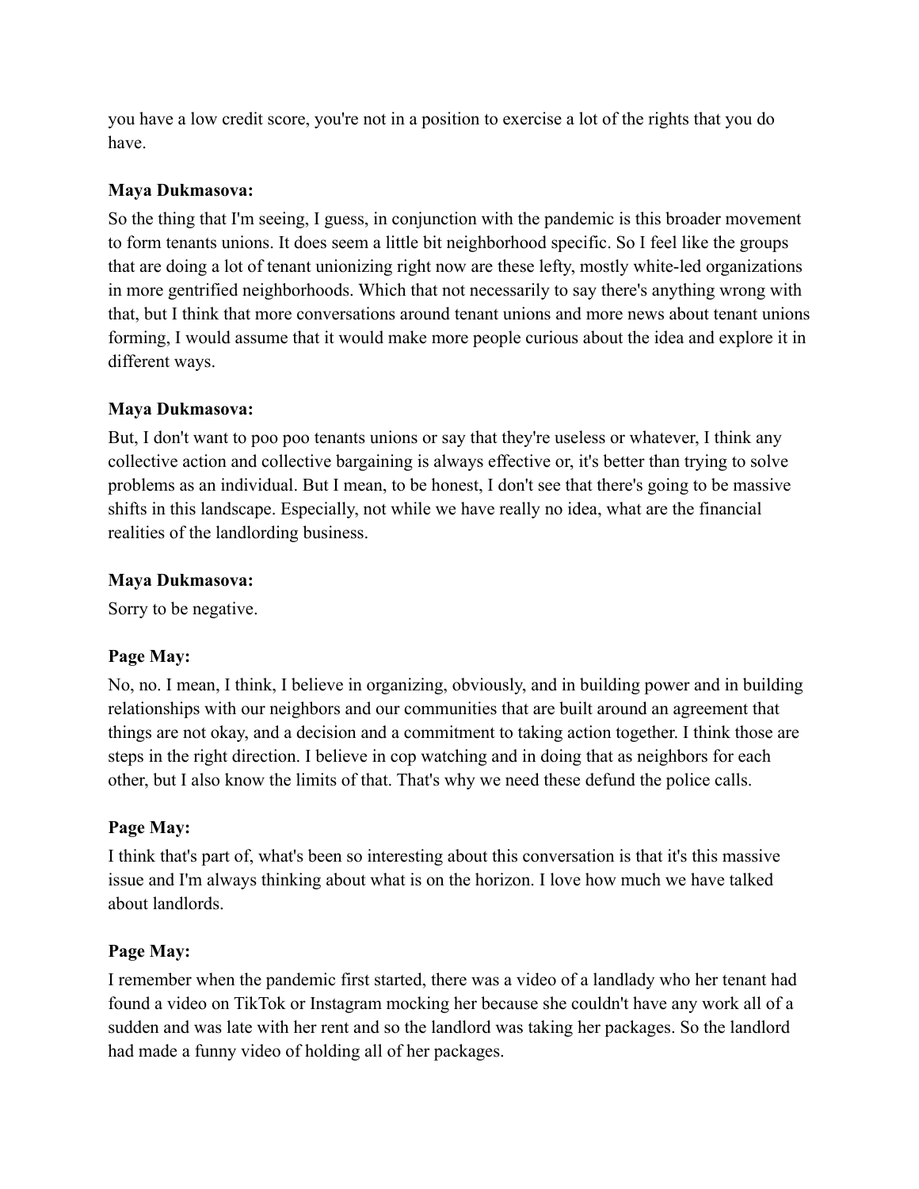you have a low credit score, you're not in a position to exercise a lot of the rights that you do have.

**Maya Dukmasova:**

So the thing that I'm seeing, I guess, in conjunction with the pandemic is this broader movement to form tenants unions. It does seem a little bit neighborhood specific. So I feel like the groups that are doing a lot of tenant unionizing right now are these lefty, mostly white-led organizations in more gentrified neighborhoods. Which that not necessarily to say there's anything wrong with that, but I think that more conversations around tenant unions and more news about tenant unions forming, I would assume that it would make more people curious about the idea and explore it in different ways.

**Maya Dukmasova:**

But, I don't want to poo poo tenants unions or say that they're useless or whatever, I think any collective action and collective bargaining is always effective or, it's better than trying to solve problems as an individual. But I mean, to be honest, I don't see that there's going to be massive shifts in this landscape. Especially, not while we have really no idea, what are the financial realities of the landlording business.

**Maya Dukmasova:**

Sorry to be negative.

**Page May:**

No, no. I mean, I think, I believe in organizing, obviously, and in building power and in building relationships with our neighbors and our communities that are built around an agreement that things are not okay, and a decision and a commitment to taking action together. I think those are steps in the right direction. I believe in cop watching and in doing that as neighbors for each other, but I also know the limits of that. That's why we need these defund the police calls.

**Page May:**

I think that's part of, what's been so interesting about this conversation is that it's this massive issue and I'm always thinking about what is on the horizon. I love how much we have talked about landlords.

**Page May:**

I remember when the pandemic first started, there was a video of a landlady who her tenant had found a video on TikTok or Instagram mocking her because she couldn't have any work all of a sudden and was late with her rent and so the landlord was taking her packages. So the landlord had made a funny video of holding all of her packages.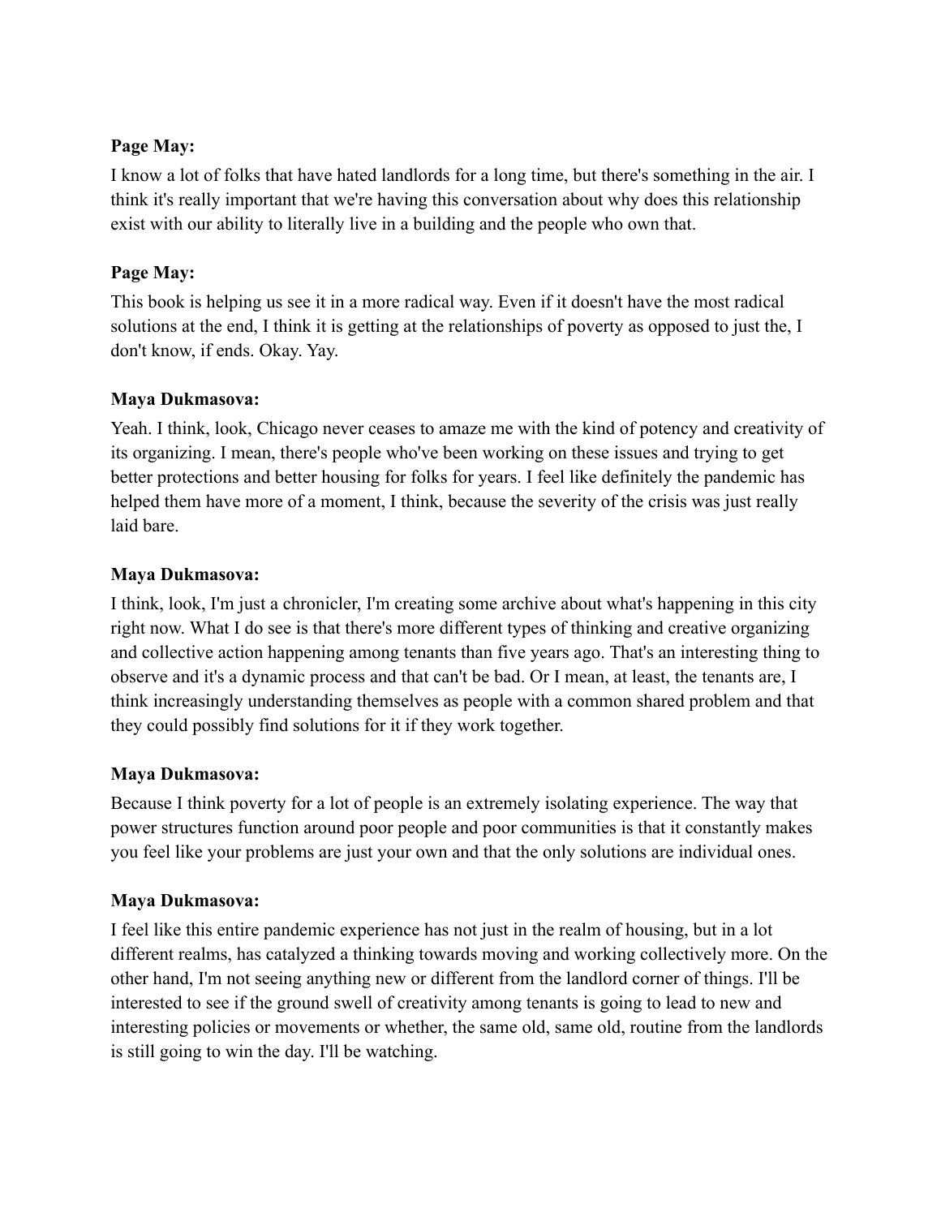**Page May:**

I know a lot of folks that have hated landlords for a long time, but there's something in the air. I think it's really important that we're having this conversation about why does this relationship exist with our ability to literally live in a building and the people who own that.

**Page May:**

This book is helping us see it in a more radical way. Even if it doesn't have the most radical solutions at the end, I think it is getting at the relationships of poverty as opposed to just the, I don't know, if ends. Okay. Yay.

**Maya Dukmasova:**

Yeah. I think, look, Chicago never ceases to amaze me with the kind of potency and creativity of its organizing. I mean, there's people who've been working on these issues and trying to get better protections and better housing for folks for years. I feel like definitely the pandemic has helped them have more of a moment, I think, because the severity of the crisis was just really laid bare.

**Maya Dukmasova:**

I think, look, I'm just a chronicler, I'm creating some archive about what's happening in this city right now. What I do see is that there's more different types of thinking and creative organizing and collective action happening among tenants than five years ago. That's an interesting thing to observe and it's a dynamic process and that can't be bad. Or I mean, at least, the tenants are, I think increasingly understanding themselves as people with a common shared problem and that they could possibly find solutions for it if they work together.

**Maya Dukmasova:**

Because I think poverty for a lot of people is an extremely isolating experience. The way that power structures function around poor people and poor communities is that it constantly makes you feel like your problems are just your own and that the only solutions are individual ones.

**Maya Dukmasova:**

I feel like this entire pandemic experience has not just in the realm of housing, but in a lot different realms, has catalyzed a thinking towards moving and working collectively more. On the other hand, I'm not seeing anything new or different from the landlord corner of things. I'll be interested to see if the ground swell of creativity among tenants is going to lead to new and interesting policies or movements or whether, the same old, same old, routine from the landlords is still going to win the day. I'll be watching.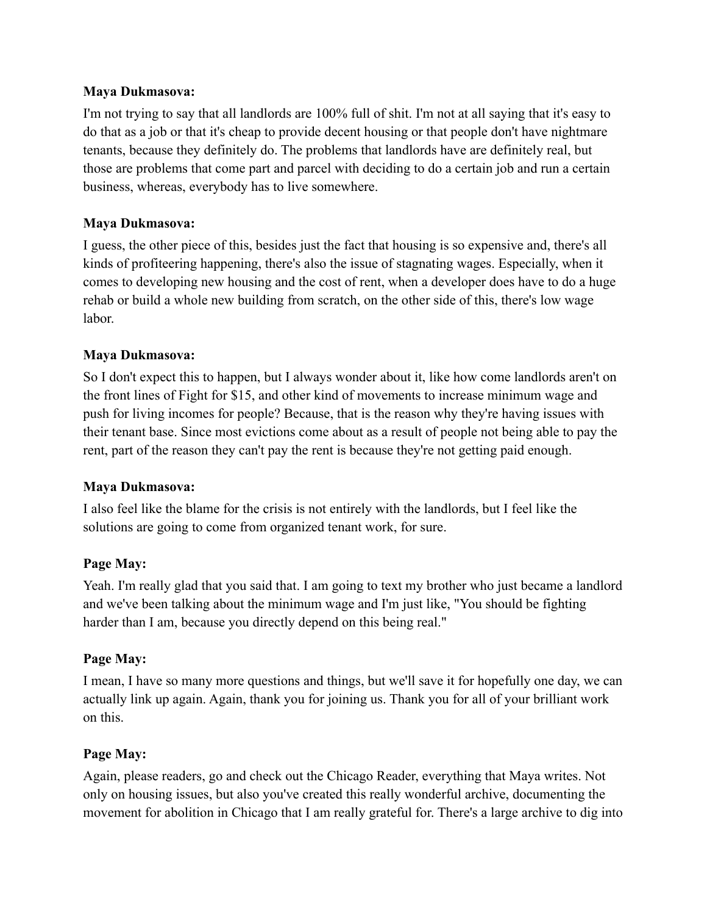**Maya Dukmasova:**

I'm not trying to say that all landlords are 100% full of shit. I'm not at all saying that it's easy to do that as a job or that it's cheap to provide decent housing or that people don't have nightmare tenants, because they definitely do. The problems that landlords have are definitely real, but those are problems that come part and parcel with deciding to do a certain job and run a certain business, whereas, everybody has to live somewhere.

**Maya Dukmasova:**

I guess, the other piece of this, besides just the fact that housing is so expensive and, there's all kinds of profiteering happening, there's also the issue of stagnating wages. Especially, when it comes to developing new housing and the cost of rent, when a developer does have to do a huge rehab or build a whole new building from scratch, on the other side of this, there's low wage labor.

**Maya Dukmasova:**

So I don't expect this to happen, but I always wonder about it, like how come landlords aren't on the front lines of Fight for $15, and other kind of movements to increase minimum wage and push for living incomes for people? Because, that is the reason why they're having issues with their tenant base. Since most evictions come about as a result of people not being able to pay the rent, part of the reason they can't pay the rent is because they're not getting paid enough.

**Maya Dukmasova:**

I also feel like the blame for the crisis is not entirely with the landlords, but I feel like the solutions are going to come from organized tenant work, for sure.

**Page May:**

Yeah. I'm really glad that you said that. I am going to text my brother who just became a landlord and we've been talking about the minimum wage and I'm just like, "You should be fighting harder than I am, because you directly depend on this being real."

**Page May:**

I mean, I have so many more questions and things, but we'll save it for hopefully one day, we can actually link up again. Again, thank you for joining us. Thank you for all of your brilliant work on this.

**Page May:**

Again, please readers, go and check out the Chicago Reader, everything that Maya writes. Not only on housing issues, but also you've created this really wonderful archive, documenting the movement for abolition in Chicago that I am really grateful for. There's a large archive to dig into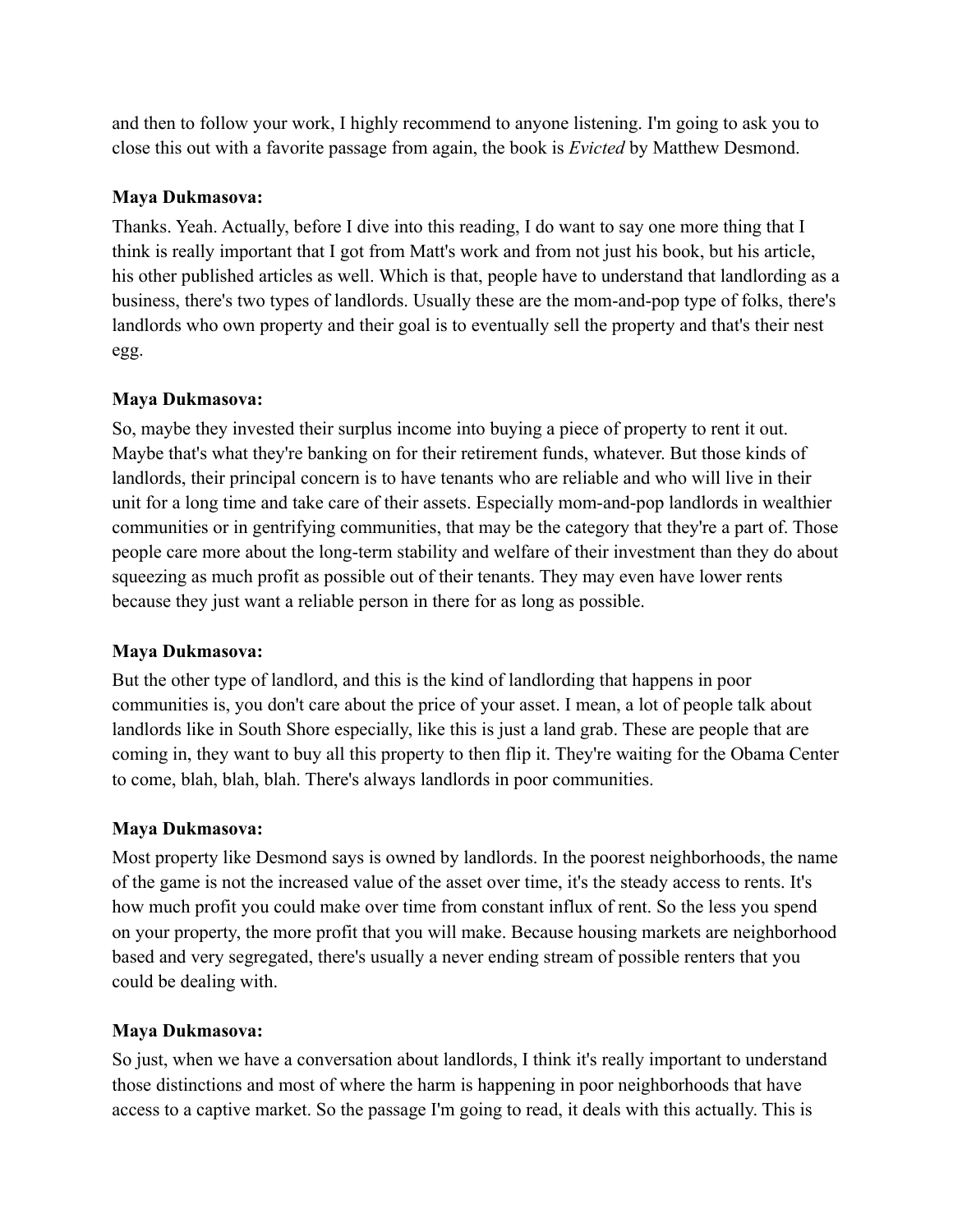and then to follow your work, I highly recommend to anyone listening. I'm going to ask you to close this out with a favorite passage from again, the book is *Evicted* by Matthew Desmond.

**Maya Dukmasova:**

Thanks. Yeah. Actually, before I dive into this reading, I do want to say one more thing that I think is really important that I got from Matt's work and from not just his book, but his article, his other published articles as well. Which is that, people have to understand that landlording as a business, there's two types of landlords. Usually these are the mom-and-pop type of folks, there's landlords who own property and their goal is to eventually sell the property and that's their nest egg.

**Maya Dukmasova:**

So, maybe they invested their surplus income into buying a piece of property to rent it out. Maybe that's what they're banking on for their retirement funds, whatever. But those kinds of landlords, their principal concern is to have tenants who are reliable and who will live in their unit for a long time and take care of their assets. Especially mom-and-pop landlords in wealthier communities or in gentrifying communities, that may be the category that they're a part of. Those people care more about the long-term stability and welfare of their investment than they do about squeezing as much profit as possible out of their tenants. They may even have lower rents because they just want a reliable person in there for as long as possible.

**Maya Dukmasova:**

But the other type of landlord, and this is the kind of landlording that happens in poor communities is, you don't care about the price of your asset. I mean, a lot of people talk about landlords like in South Shore especially, like this is just a land grab. These are people that are coming in, they want to buy all this property to then flip it. They're waiting for the Obama Center to come, blah, blah, blah. There's always landlords in poor communities.

**Maya Dukmasova:**

Most property like Desmond says is owned by landlords. In the poorest neighborhoods, the name of the game is not the increased value of the asset over time, it's the steady access to rents. It's how much profit you could make over time from constant influx of rent. So the less you spend on your property, the more profit that you will make. Because housing markets are neighborhood based and very segregated, there's usually a never ending stream of possible renters that you could be dealing with.

**Maya Dukmasova:**

So just, when we have a conversation about landlords, I think it's really important to understand those distinctions and most of where the harm is happening in poor neighborhoods that have access to a captive market. So the passage I'm going to read, it deals with this actually. This is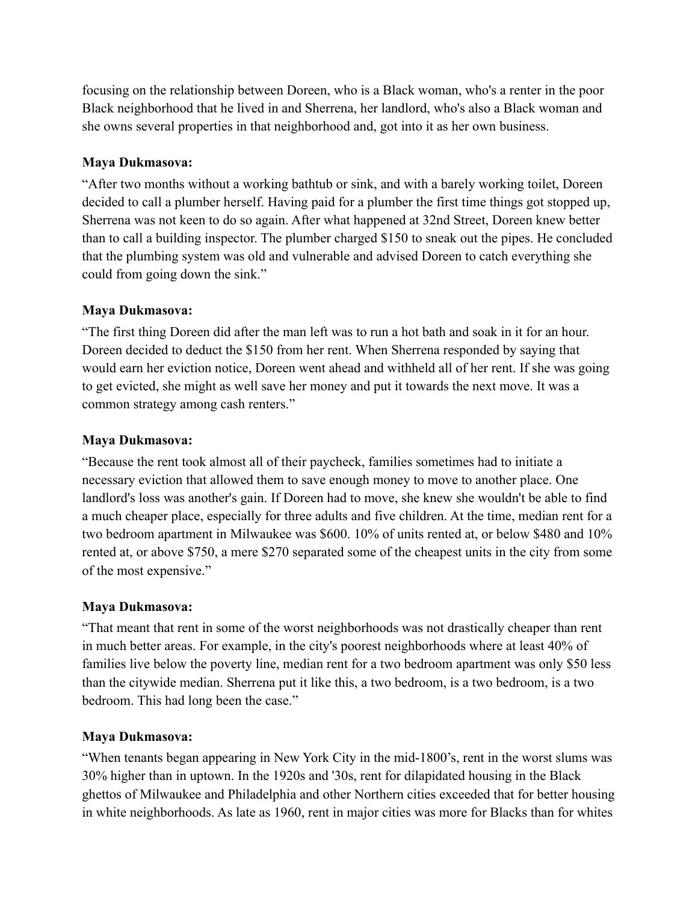focusing on the relationship between Doreen, who is a Black woman, who's a renter in the poor Black neighborhood that he lived in and Sherrena, her landlord, who's also a Black woman and she owns several properties in that neighborhood and, got into it as her own business.

**Maya Dukmasova:**

"After two months without a working bathtub or sink, and with a barely working toilet, Doreen decided to call a plumber herself. Having paid for a plumber the first time things got stopped up, Sherrena was not keen to do so again. After what happened at 32nd Street, Doreen knew better than to call a building inspector. The plumber charged $150 to sneak out the pipes. He concluded that the plumbing system was old and vulnerable and advised Doreen to catch everything she could from going down the sink."

**Maya Dukmasova:**

"The first thing Doreen did after the man left was to run a hot bath and soak in it for an hour. Doreen decided to deduct the $150 from her rent. When Sherrena responded by saying that would earn her eviction notice, Doreen went ahead and withheld all of her rent. If she was going to get evicted, she might as well save her money and put it towards the next move. It was a common strategy among cash renters."

**Maya Dukmasova:**

"Because the rent took almost all of their paycheck, families sometimes had to initiate a necessary eviction that allowed them to save enough money to move to another place. One landlord's loss was another's gain. If Doreen had to move, she knew she wouldn't be able to find a much cheaper place, especially for three adults and five children. At the time, median rent for a two bedroom apartment in Milwaukee was $600. 10% of units rented at, or below $480 and 10% rented at, or above $750, a mere $270 separated some of the cheapest units in the city from some of the most expensive."

**Maya Dukmasova:**

"That meant that rent in some of the worst neighborhoods was not drastically cheaper than rent in much better areas. For example, in the city's poorest neighborhoods where at least 40% of families live below the poverty line, median rent for a two bedroom apartment was only $50 less than the citywide median. Sherrena put it like this, a two bedroom, is a two bedroom, is a two bedroom. This had long been the case."

**Maya Dukmasova:**

"When tenants began appearing in New York City in the mid-1800's, rent in the worst slums was 30% higher than in uptown. In the 1920s and '30s, rent for dilapidated housing in the Black ghettos of Milwaukee and Philadelphia and other Northern cities exceeded that for better housing in white neighborhoods. As late as 1960, rent in major cities was more for Blacks than for whites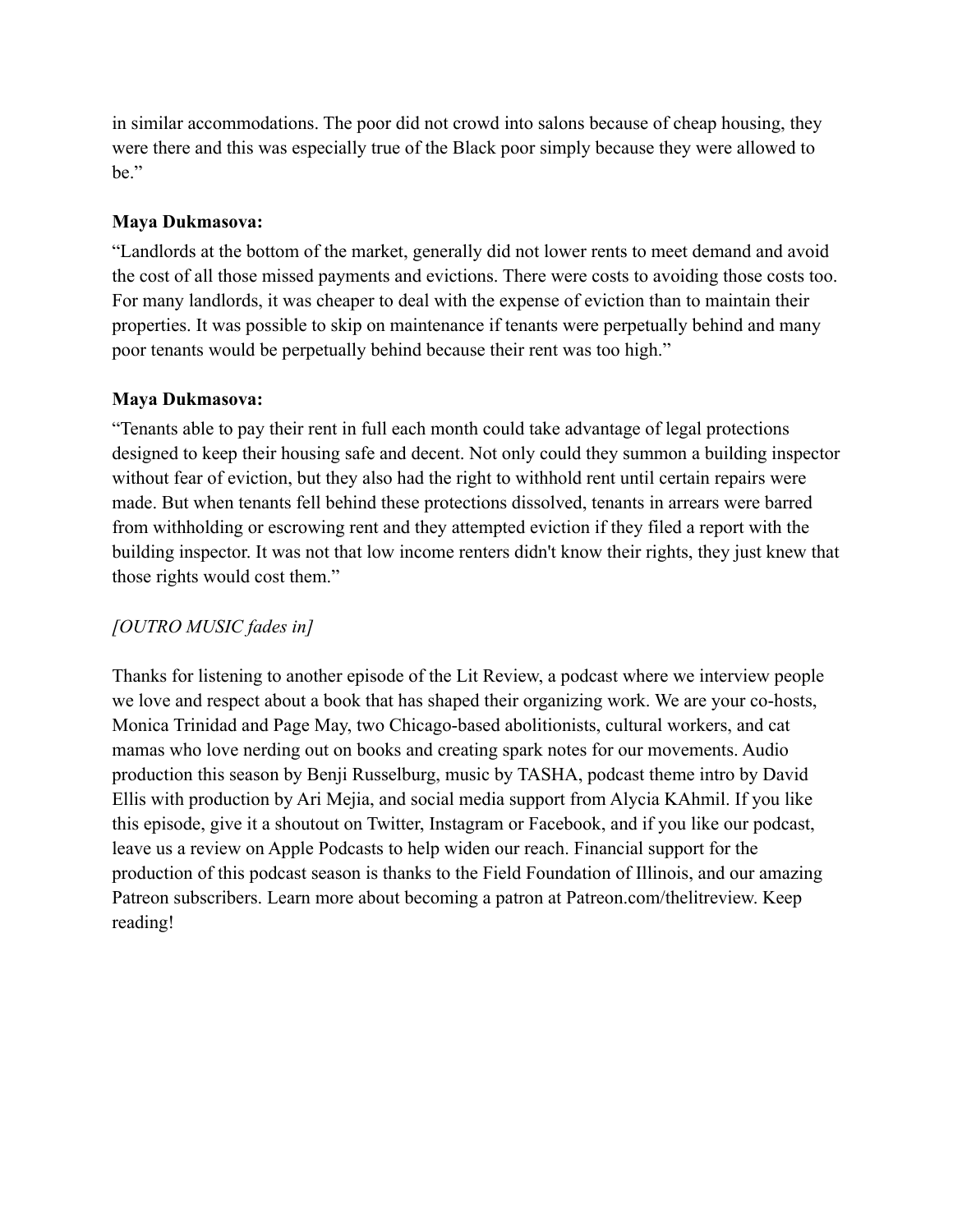in similar accommodations. The poor did not crowd into salons because of cheap housing, they were there and this was especially true of the Black poor simply because they were allowed to be."

**Maya Dukmasova:**

"Landlords at the bottom of the market, generally did not lower rents to meet demand and avoid the cost of all those missed payments and evictions. There were costs to avoiding those costs too. For many landlords, it was cheaper to deal with the expense of eviction than to maintain their properties. It was possible to skip on maintenance if tenants were perpetually behind and many poor tenants would be perpetually behind because their rent was too high."

**Maya Dukmasova:**

"Tenants able to pay their rent in full each month could take advantage of legal protections designed to keep their housing safe and decent. Not only could they summon a building inspector without fear of eviction, but they also had the right to withhold rent until certain repairs were made. But when tenants fell behind these protections dissolved, tenants in arrears were barred from withholding or escrowing rent and they attempted eviction if they filed a report with the building inspector. It was not that low income renters didn't know their rights, they just knew that those rights would cost them."

*[OUTRO MUSIC fades in]*

Thanks for listening to another episode of the Lit Review, a podcast where we interview people we love and respect about a book that has shaped their organizing work. We are your co-hosts, Monica Trinidad and Page May, two Chicago-based abolitionists, cultural workers, and cat mamas who love nerding out on books and creating spark notes for our movements. Audio production this season by Benji Russelburg, music by TASHA, podcast theme intro by David Ellis with production by Ari Mejia, and social media support from Alycia KAhmil. If you like this episode, give it a shoutout on Twitter, Instagram or Facebook, and if you like our podcast, leave us a review on Apple Podcasts to help widen our reach. Financial support for the production of this podcast season is thanks to the Field Foundation of Illinois, and our amazing Patreon subscribers. Learn more about becoming a patron at Patreon.com/thelitreview. Keep reading!